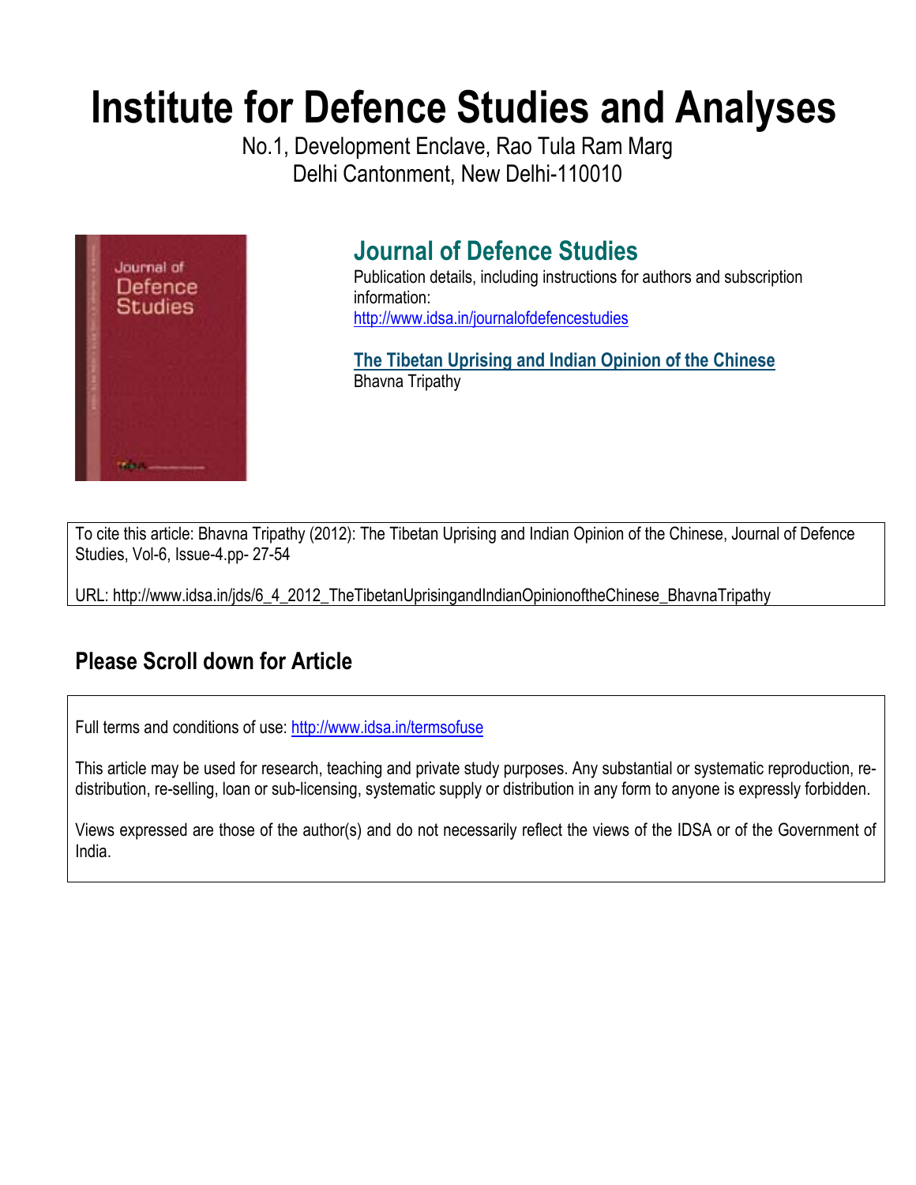# Institute for Defence Studies and Analyses

No.1, Development Enclave, Rao Tula Ram Marg
Delhi Cantonment, New Delhi-110010

## Journal of Defence Studies

Publication details, including instructions for authors and subscription information:
http://www.idsa.in/journalofdefencestudies

**The Tibetan Uprising and Indian Opinion of the Chinese**
Bhavna Tripathy

To cite this article: Bhavna Tripathy (2012): The Tibetan Uprising and Indian Opinion of the Chinese, Journal of Defence Studies, Vol-6, Issue-4.pp- 27-54

URL: http://www.idsa.in/jds/6_4_2012_TheTibetanUprisingandIndianOpinionoftheChinese_BhavnaTripathy

## Please Scroll down for Article

Full terms and conditions of use: http://www.idsa.in/termsofuse

This article may be used for research, teaching and private study purposes. Any substantial or systematic reproduction, re-distribution, re-selling, loan or sub-licensing, systematic supply or distribution in any form to anyone is expressly forbidden.

Views expressed are those of the author(s) and do not necessarily reflect the views of the IDSA or of the Government of India.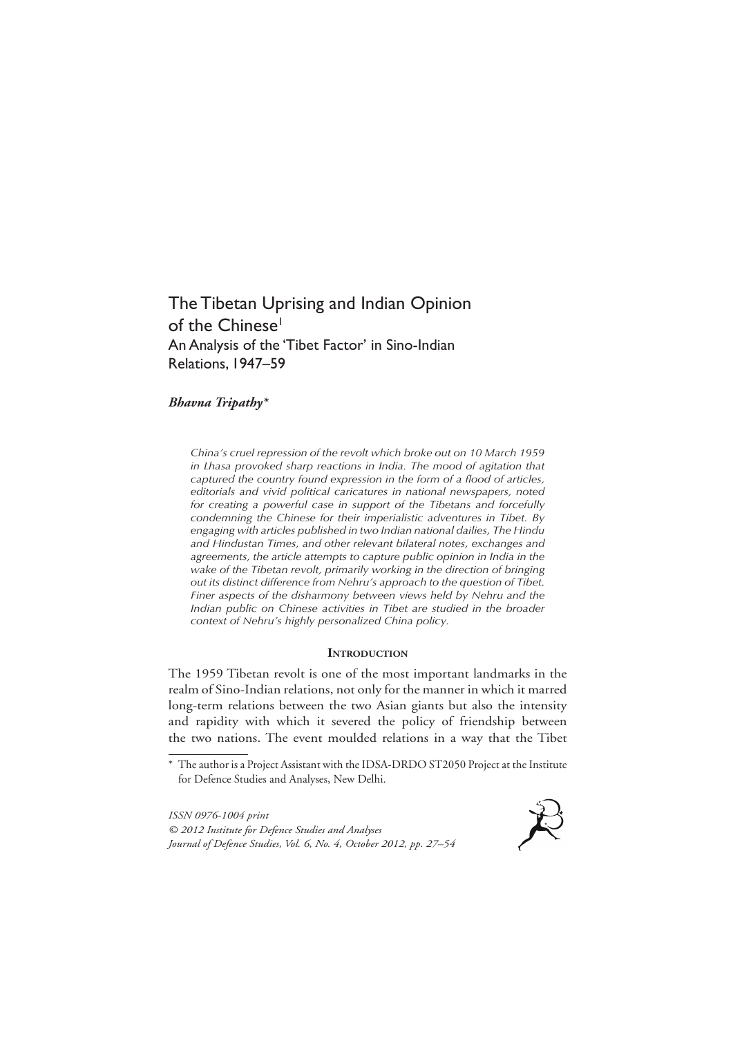# The Tibetan Uprising and Indian Opinion of the Chinese[1]

## An Analysis of the 'Tibet Factor' in Sino-Indian Relations, 1947–59

***Bhavna Tripathy****

*China's cruel repression of the revolt which broke out on 10 March 1959 in Lhasa provoked sharp reactions in India. The mood of agitation that captured the country found expression in the form of a flood of articles, editorials and vivid political caricatures in national newspapers, noted for creating a powerful case in support of the Tibetans and forcefully condemning the Chinese for their imperialistic adventures in Tibet. By engaging with articles published in two Indian national dailies, The Hindu and Hindustan Times, and other relevant bilateral notes, exchanges and agreements, the article attempts to capture public opinion in India in the wake of the Tibetan revolt, primarily working in the direction of bringing out its distinct difference from Nehru's approach to the question of Tibet. Finer aspects of the disharmony between views held by Nehru and the Indian public on Chinese activities in Tibet are studied in the broader context of Nehru's highly personalized China policy.*

### Introduction

The 1959 Tibetan revolt is one of the most important landmarks in the realm of Sino-Indian relations, not only for the manner in which it marred long-term relations between the two Asian giants but also the intensity and rapidity with which it severed the policy of friendship between the two nations. The event moulded relations in a way that the Tibet

\* The author is a Project Assistant with the IDSA-DRDO ST2050 Project at the Institute for Defence Studies and Analyses, New Delhi.

*ISSN 0976-1004 print*
*© 2012 Institute for Defence Studies and Analyses*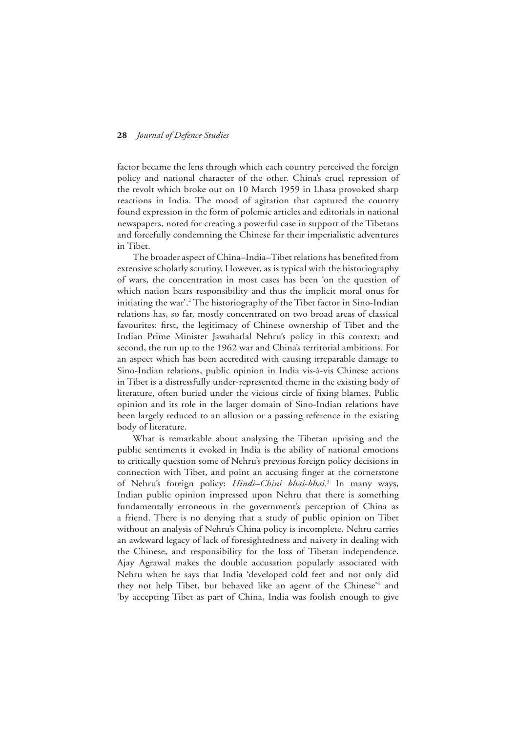factor became the lens through which each country perceived the foreign policy and national character of the other. China's cruel repression of the revolt which broke out on 10 March 1959 in Lhasa provoked sharp reactions in India. The mood of agitation that captured the country found expression in the form of polemic articles and editorials in national newspapers, noted for creating a powerful case in support of the Tibetans and forcefully condemning the Chinese for their imperialistic adventures in Tibet.

The broader aspect of China–India–Tibet relations has benefited from extensive scholarly scrutiny. However, as is typical with the historiography of wars, the concentration in most cases has been 'on the question of which nation bears responsibility and thus the implicit moral onus for initiating the war'.[2] The historiography of the Tibet factor in Sino-Indian relations has, so far, mostly concentrated on two broad areas of classical favourites: first, the legitimacy of Chinese ownership of Tibet and the Indian Prime Minister Jawaharlal Nehru's policy in this context; and second, the run up to the 1962 war and China's territorial ambitions. For an aspect which has been accredited with causing irreparable damage to Sino-Indian relations, public opinion in India vis-à-vis Chinese actions in Tibet is a distressfully under-represented theme in the existing body of literature, often buried under the vicious circle of fixing blames. Public opinion and its role in the larger domain of Sino-Indian relations have been largely reduced to an allusion or a passing reference in the existing body of literature.

What is remarkable about analysing the Tibetan uprising and the public sentiments it evoked in India is the ability of national emotions to critically question some of Nehru's previous foreign policy decisions in connection with Tibet, and point an accusing finger at the cornerstone of Nehru's foreign policy: *Hindi–Chini bhai-bhai.*[3] In many ways, Indian public opinion impressed upon Nehru that there is something fundamentally erroneous in the government's perception of China as a friend. There is no denying that a study of public opinion on Tibet without an analysis of Nehru's China policy is incomplete. Nehru carries an awkward legacy of lack of foresightedness and naivety in dealing with the Chinese, and responsibility for the loss of Tibetan independence. Ajay Agrawal makes the double accusation popularly associated with Nehru when he says that India 'developed cold feet and not only did they not help Tibet, but behaved like an agent of the Chinese'[4] and 'by accepting Tibet as part of China, India was foolish enough to give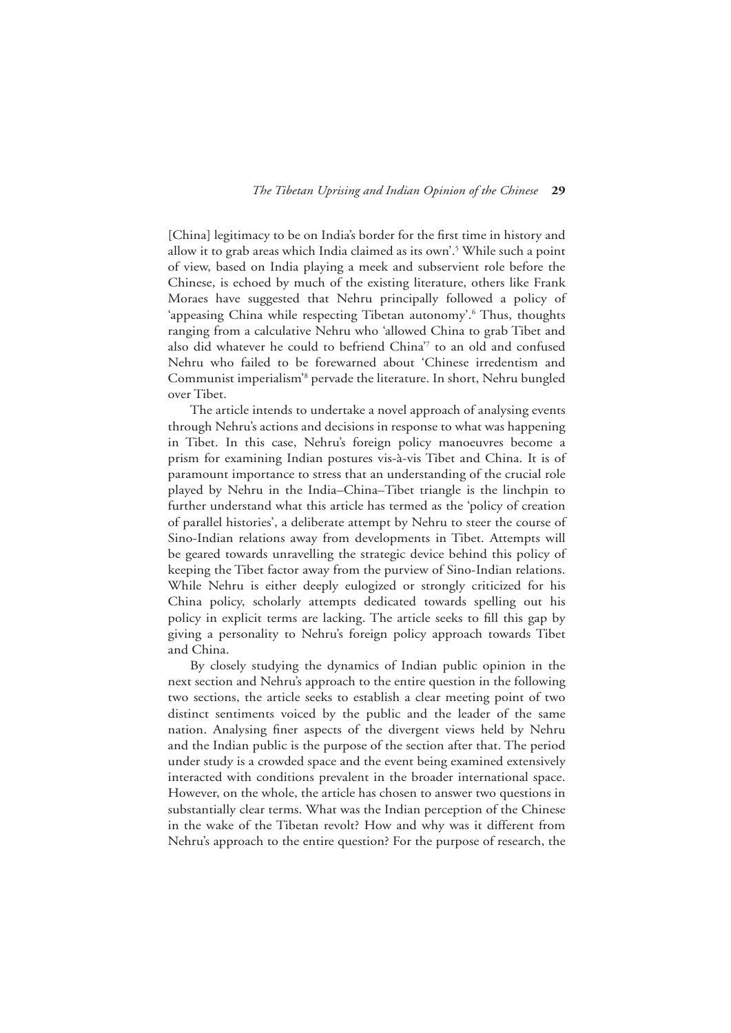[China] legitimacy to be on India's border for the first time in history and allow it to grab areas which India claimed as its own'.[5] While such a point of view, based on India playing a meek and subservient role before the Chinese, is echoed by much of the existing literature, others like Frank Moraes have suggested that Nehru principally followed a policy of 'appeasing China while respecting Tibetan autonomy'.[6] Thus, thoughts ranging from a calculative Nehru who 'allowed China to grab Tibet and also did whatever he could to befriend China'[7] to an old and confused Nehru who failed to be forewarned about 'Chinese irredentism and Communist imperialism'[8] pervade the literature. In short, Nehru bungled over Tibet.

The article intends to undertake a novel approach of analysing events through Nehru's actions and decisions in response to what was happening in Tibet. In this case, Nehru's foreign policy manoeuvres become a prism for examining Indian postures vis-à-vis Tibet and China. It is of paramount importance to stress that an understanding of the crucial role played by Nehru in the India–China–Tibet triangle is the linchpin to further understand what this article has termed as the 'policy of creation of parallel histories', a deliberate attempt by Nehru to steer the course of Sino-Indian relations away from developments in Tibet. Attempts will be geared towards unravelling the strategic device behind this policy of keeping the Tibet factor away from the purview of Sino-Indian relations. While Nehru is either deeply eulogized or strongly criticized for his China policy, scholarly attempts dedicated towards spelling out his policy in explicit terms are lacking. The article seeks to fill this gap by giving a personality to Nehru's foreign policy approach towards Tibet and China.

By closely studying the dynamics of Indian public opinion in the next section and Nehru's approach to the entire question in the following two sections, the article seeks to establish a clear meeting point of two distinct sentiments voiced by the public and the leader of the same nation. Analysing finer aspects of the divergent views held by Nehru and the Indian public is the purpose of the section after that. The period under study is a crowded space and the event being examined extensively interacted with conditions prevalent in the broader international space. However, on the whole, the article has chosen to answer two questions in substantially clear terms. What was the Indian perception of the Chinese in the wake of the Tibetan revolt? How and why was it different from Nehru's approach to the entire question? For the purpose of research, the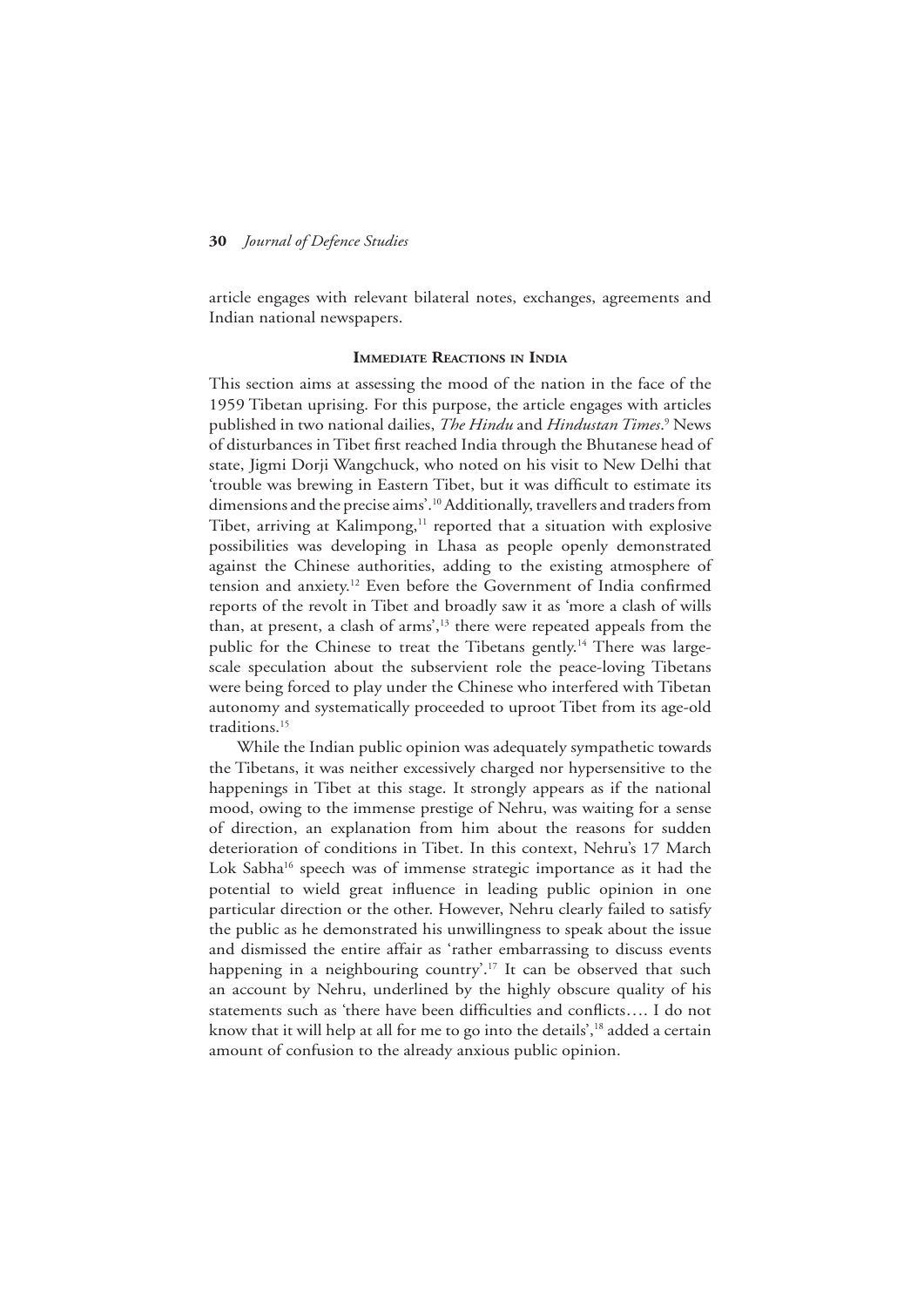article engages with relevant bilateral notes, exchanges, agreements and Indian national newspapers.

## Immediate Reactions in India

This section aims at assessing the mood of the nation in the face of the 1959 Tibetan uprising. For this purpose, the article engages with articles published in two national dailies, *The Hindu* and *Hindustan Times*.[9] News of disturbances in Tibet first reached India through the Bhutanese head of state, Jigmi Dorji Wangchuck, who noted on his visit to New Delhi that 'trouble was brewing in Eastern Tibet, but it was difficult to estimate its dimensions and the precise aims'.[10] Additionally, travellers and traders from Tibet, arriving at Kalimpong,[11] reported that a situation with explosive possibilities was developing in Lhasa as people openly demonstrated against the Chinese authorities, adding to the existing atmosphere of tension and anxiety.[12] Even before the Government of India confirmed reports of the revolt in Tibet and broadly saw it as 'more a clash of wills than, at present, a clash of arms',[13] there were repeated appeals from the public for the Chinese to treat the Tibetans gently.[14] There was large-scale speculation about the subservient role the peace-loving Tibetans were being forced to play under the Chinese who interfered with Tibetan autonomy and systematically proceeded to uproot Tibet from its age-old traditions.[15]

While the Indian public opinion was adequately sympathetic towards the Tibetans, it was neither excessively charged nor hypersensitive to the happenings in Tibet at this stage. It strongly appears as if the national mood, owing to the immense prestige of Nehru, was waiting for a sense of direction, an explanation from him about the reasons for sudden deterioration of conditions in Tibet. In this context, Nehru's 17 March Lok Sabha[16] speech was of immense strategic importance as it had the potential to wield great influence in leading public opinion in one particular direction or the other. However, Nehru clearly failed to satisfy the public as he demonstrated his unwillingness to speak about the issue and dismissed the entire affair as 'rather embarrassing to discuss events happening in a neighbouring country'.[17] It can be observed that such an account by Nehru, underlined by the highly obscure quality of his statements such as 'there have been difficulties and conflicts…. I do not know that it will help at all for me to go into the details',[18] added a certain amount of confusion to the already anxious public opinion.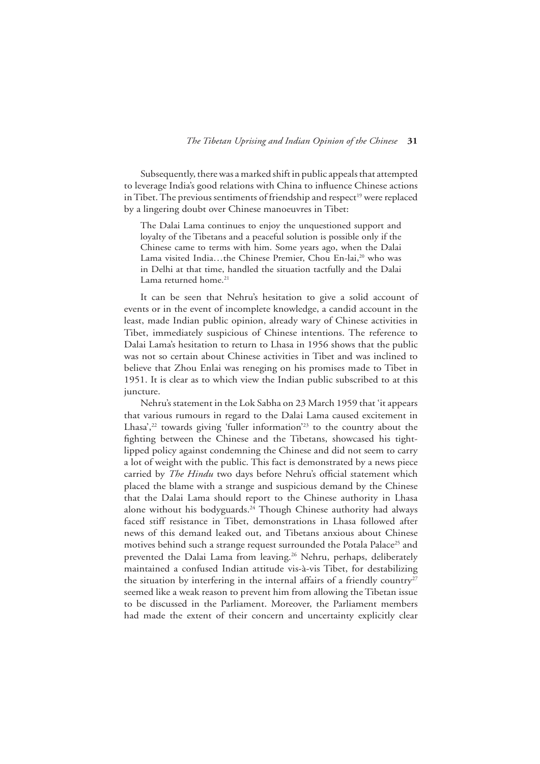Subsequently, there was a marked shift in public appeals that attempted to leverage India's good relations with China to influence Chinese actions in Tibet. The previous sentiments of friendship and respect[19] were replaced by a lingering doubt over Chinese manoeuvres in Tibet:

> The Dalai Lama continues to enjoy the unquestioned support and loyalty of the Tibetans and a peaceful solution is possible only if the Chinese came to terms with him. Some years ago, when the Dalai Lama visited India…the Chinese Premier, Chou En-lai,[20] who was in Delhi at that time, handled the situation tactfully and the Dalai Lama returned home.[21]

It can be seen that Nehru's hesitation to give a solid account of events or in the event of incomplete knowledge, a candid account in the least, made Indian public opinion, already wary of Chinese activities in Tibet, immediately suspicious of Chinese intentions. The reference to Dalai Lama's hesitation to return to Lhasa in 1956 shows that the public was not so certain about Chinese activities in Tibet and was inclined to believe that Zhou Enlai was reneging on his promises made to Tibet in 1951. It is clear as to which view the Indian public subscribed to at this juncture.

Nehru's statement in the Lok Sabha on 23 March 1959 that 'it appears that various rumours in regard to the Dalai Lama caused excitement in Lhasa',[22] towards giving 'fuller information'[23] to the country about the fighting between the Chinese and the Tibetans, showcased his tight-lipped policy against condemning the Chinese and did not seem to carry a lot of weight with the public. This fact is demonstrated by a news piece carried by *The Hindu* two days before Nehru's official statement which placed the blame with a strange and suspicious demand by the Chinese that the Dalai Lama should report to the Chinese authority in Lhasa alone without his bodyguards.[24] Though Chinese authority had always faced stiff resistance in Tibet, demonstrations in Lhasa followed after news of this demand leaked out, and Tibetans anxious about Chinese motives behind such a strange request surrounded the Potala Palace[25] and prevented the Dalai Lama from leaving.[26] Nehru, perhaps, deliberately maintained a confused Indian attitude vis-à-vis Tibet, for destabilizing the situation by interfering in the internal affairs of a friendly country[27] seemed like a weak reason to prevent him from allowing the Tibetan issue to be discussed in the Parliament. Moreover, the Parliament members had made the extent of their concern and uncertainty explicitly clear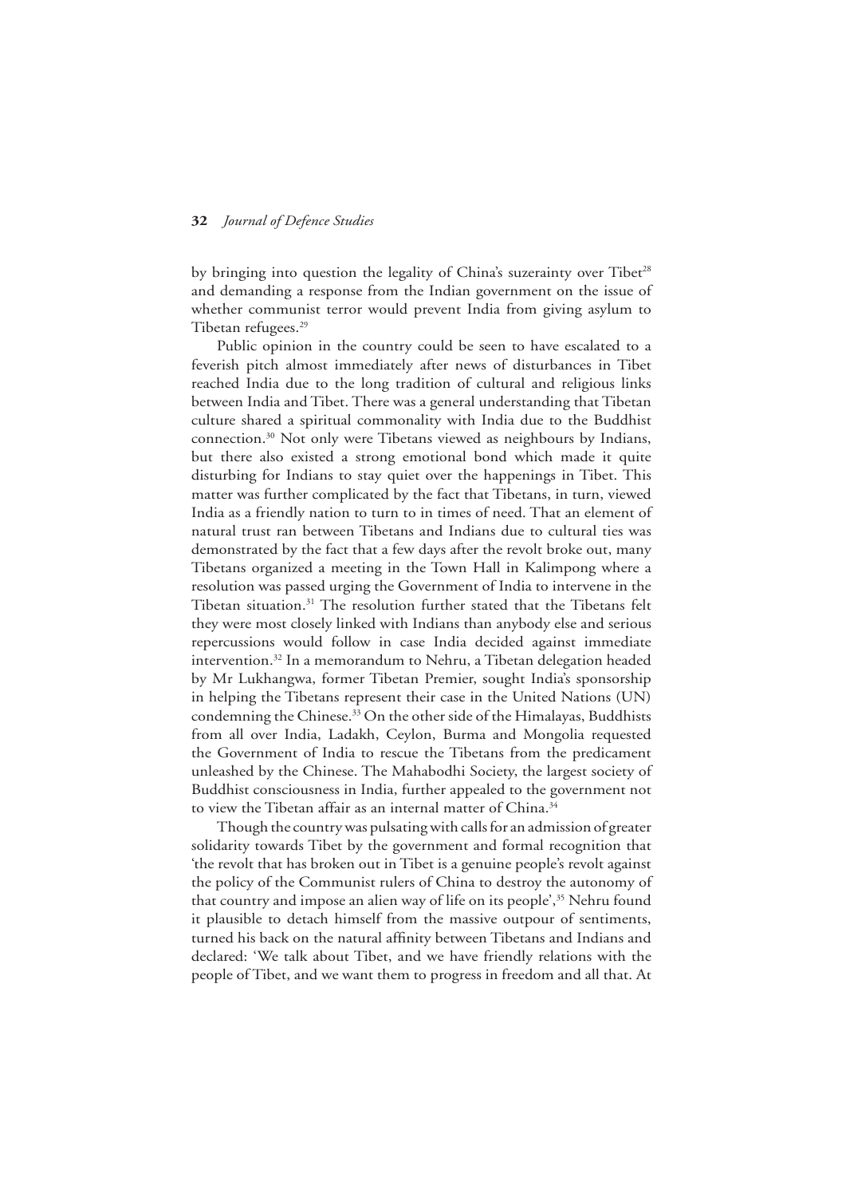by bringing into question the legality of China's suzerainty over Tibet[28] and demanding a response from the Indian government on the issue of whether communist terror would prevent India from giving asylum to Tibetan refugees.[29]

Public opinion in the country could be seen to have escalated to a feverish pitch almost immediately after news of disturbances in Tibet reached India due to the long tradition of cultural and religious links between India and Tibet. There was a general understanding that Tibetan culture shared a spiritual commonality with India due to the Buddhist connection.[30] Not only were Tibetans viewed as neighbours by Indians, but there also existed a strong emotional bond which made it quite disturbing for Indians to stay quiet over the happenings in Tibet. This matter was further complicated by the fact that Tibetans, in turn, viewed India as a friendly nation to turn to in times of need. That an element of natural trust ran between Tibetans and Indians due to cultural ties was demonstrated by the fact that a few days after the revolt broke out, many Tibetans organized a meeting in the Town Hall in Kalimpong where a resolution was passed urging the Government of India to intervene in the Tibetan situation.[31] The resolution further stated that the Tibetans felt they were most closely linked with Indians than anybody else and serious repercussions would follow in case India decided against immediate intervention.[32] In a memorandum to Nehru, a Tibetan delegation headed by Mr Lukhangwa, former Tibetan Premier, sought India's sponsorship in helping the Tibetans represent their case in the United Nations (UN) condemning the Chinese.[33] On the other side of the Himalayas, Buddhists from all over India, Ladakh, Ceylon, Burma and Mongolia requested the Government of India to rescue the Tibetans from the predicament unleashed by the Chinese. The Mahabodhi Society, the largest society of Buddhist consciousness in India, further appealed to the government not to view the Tibetan affair as an internal matter of China.[34]

Though the country was pulsating with calls for an admission of greater solidarity towards Tibet by the government and formal recognition that 'the revolt that has broken out in Tibet is a genuine people's revolt against the policy of the Communist rulers of China to destroy the autonomy of that country and impose an alien way of life on its people',[35] Nehru found it plausible to detach himself from the massive outpour of sentiments, turned his back on the natural affinity between Tibetans and Indians and declared: 'We talk about Tibet, and we have friendly relations with the people of Tibet, and we want them to progress in freedom and all that. At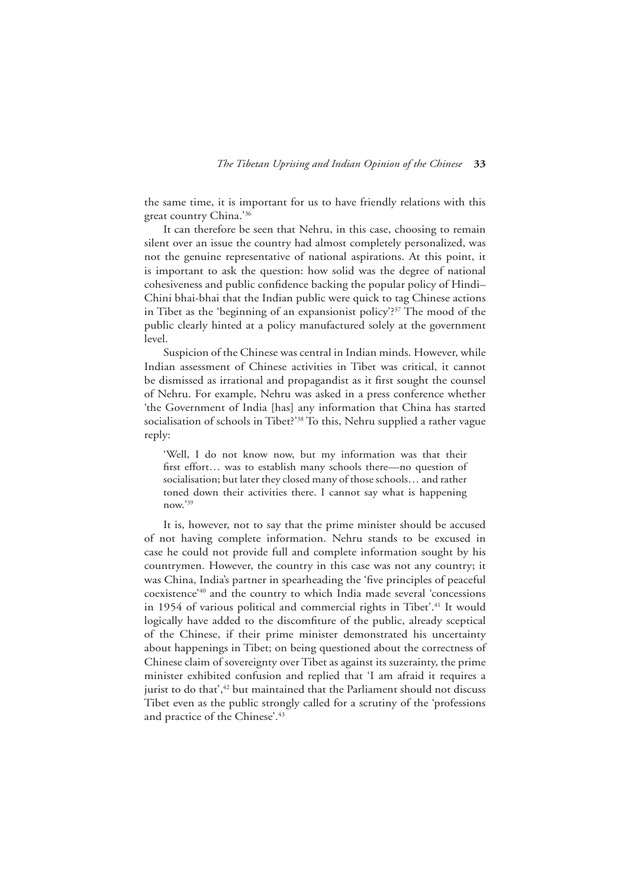the same time, it is important for us to have friendly relations with this great country China.'[36]

It can therefore be seen that Nehru, in this case, choosing to remain silent over an issue the country had almost completely personalized, was not the genuine representative of national aspirations. At this point, it is important to ask the question: how solid was the degree of national cohesiveness and public confidence backing the popular policy of Hindi–Chini bhai-bhai that the Indian public were quick to tag Chinese actions in Tibet as the 'beginning of an expansionist policy'?[37] The mood of the public clearly hinted at a policy manufactured solely at the government level.

Suspicion of the Chinese was central in Indian minds. However, while Indian assessment of Chinese activities in Tibet was critical, it cannot be dismissed as irrational and propagandist as it first sought the counsel of Nehru. For example, Nehru was asked in a press conference whether 'the Government of India [has] any information that China has started socialisation of schools in Tibet?'[38] To this, Nehru supplied a rather vague reply:

> 'Well, I do not know now, but my information was that their first effort… was to establish many schools there—no question of socialisation; but later they closed many of those schools… and rather toned down their activities there. I cannot say what is happening now.'[39]

It is, however, not to say that the prime minister should be accused of not having complete information. Nehru stands to be excused in case he could not provide full and complete information sought by his countrymen. However, the country in this case was not any country; it was China, India's partner in spearheading the 'five principles of peaceful coexistence'[40] and the country to which India made several 'concessions in 1954 of various political and commercial rights in Tibet'.[41] It would logically have added to the discomfiture of the public, already sceptical of the Chinese, if their prime minister demonstrated his uncertainty about happenings in Tibet; on being questioned about the correctness of Chinese claim of sovereignty over Tibet as against its suzerainty, the prime minister exhibited confusion and replied that 'I am afraid it requires a jurist to do that',[42] but maintained that the Parliament should not discuss Tibet even as the public strongly called for a scrutiny of the 'professions and practice of the Chinese'.[43]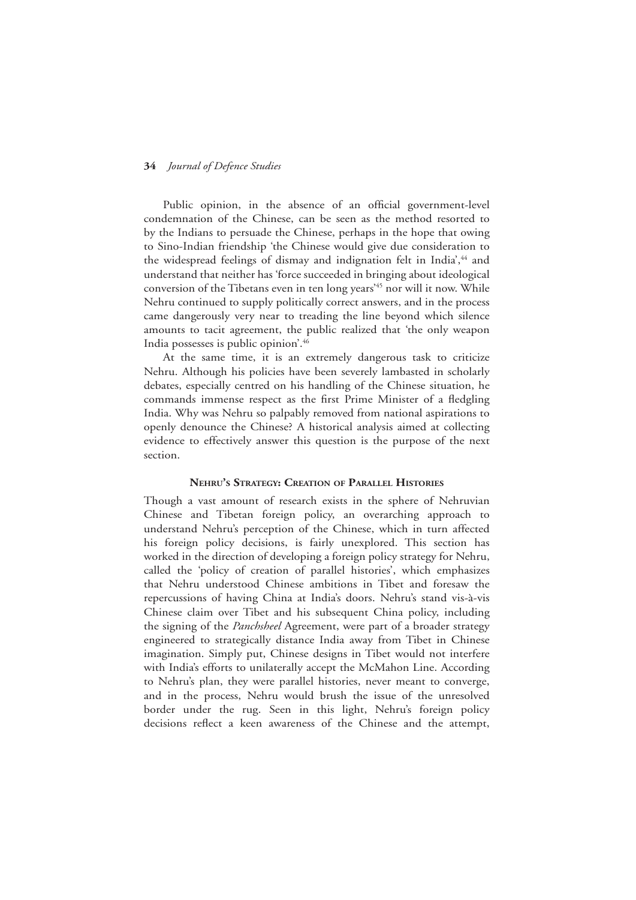Public opinion, in the absence of an official government-level condemnation of the Chinese, can be seen as the method resorted to by the Indians to persuade the Chinese, perhaps in the hope that owing to Sino-Indian friendship 'the Chinese would give due consideration to the widespread feelings of dismay and indignation felt in India',[44] and understand that neither has 'force succeeded in bringing about ideological conversion of the Tibetans even in ten long years'[45] nor will it now. While Nehru continued to supply politically correct answers, and in the process came dangerously very near to treading the line beyond which silence amounts to tacit agreement, the public realized that 'the only weapon India possesses is public opinion'.[46]

At the same time, it is an extremely dangerous task to criticize Nehru. Although his policies have been severely lambasted in scholarly debates, especially centred on his handling of the Chinese situation, he commands immense respect as the first Prime Minister of a fledgling India. Why was Nehru so palpably removed from national aspirations to openly denounce the Chinese? A historical analysis aimed at collecting evidence to effectively answer this question is the purpose of the next section.

## Nehru's Strategy: Creation of Parallel Histories

Though a vast amount of research exists in the sphere of Nehruvian Chinese and Tibetan foreign policy, an overarching approach to understand Nehru's perception of the Chinese, which in turn affected his foreign policy decisions, is fairly unexplored. This section has worked in the direction of developing a foreign policy strategy for Nehru, called the 'policy of creation of parallel histories', which emphasizes that Nehru understood Chinese ambitions in Tibet and foresaw the repercussions of having China at India's doors. Nehru's stand vis-à-vis Chinese claim over Tibet and his subsequent China policy, including the signing of the *Panchsheel* Agreement, were part of a broader strategy engineered to strategically distance India away from Tibet in Chinese imagination. Simply put, Chinese designs in Tibet would not interfere with India's efforts to unilaterally accept the McMahon Line. According to Nehru's plan, they were parallel histories, never meant to converge, and in the process, Nehru would brush the issue of the unresolved border under the rug. Seen in this light, Nehru's foreign policy decisions reflect a keen awareness of the Chinese and the attempt,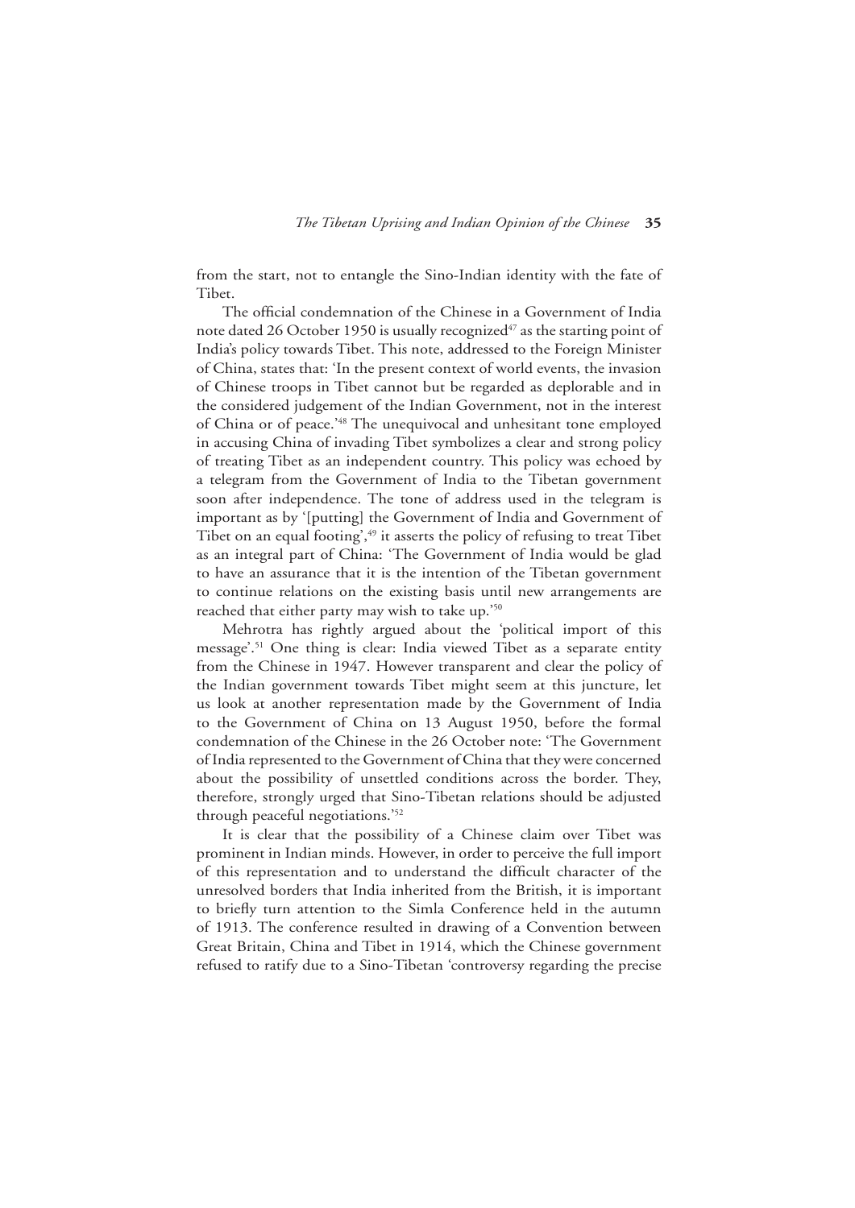from the start, not to entangle the Sino-Indian identity with the fate of Tibet.

The official condemnation of the Chinese in a Government of India note dated 26 October 1950 is usually recognized[47] as the starting point of India's policy towards Tibet. This note, addressed to the Foreign Minister of China, states that: 'In the present context of world events, the invasion of Chinese troops in Tibet cannot but be regarded as deplorable and in the considered judgement of the Indian Government, not in the interest of China or of peace.'[48] The unequivocal and unhesitant tone employed in accusing China of invading Tibet symbolizes a clear and strong policy of treating Tibet as an independent country. This policy was echoed by a telegram from the Government of India to the Tibetan government soon after independence. The tone of address used in the telegram is important as by '[putting] the Government of India and Government of Tibet on an equal footing',[49] it asserts the policy of refusing to treat Tibet as an integral part of China: 'The Government of India would be glad to have an assurance that it is the intention of the Tibetan government to continue relations on the existing basis until new arrangements are reached that either party may wish to take up.'[50]

Mehrotra has rightly argued about the 'political import of this message'.[51] One thing is clear: India viewed Tibet as a separate entity from the Chinese in 1947. However transparent and clear the policy of the Indian government towards Tibet might seem at this juncture, let us look at another representation made by the Government of India to the Government of China on 13 August 1950, before the formal condemnation of the Chinese in the 26 October note: 'The Government of India represented to the Government of China that they were concerned about the possibility of unsettled conditions across the border. They, therefore, strongly urged that Sino-Tibetan relations should be adjusted through peaceful negotiations.'[52]

It is clear that the possibility of a Chinese claim over Tibet was prominent in Indian minds. However, in order to perceive the full import of this representation and to understand the difficult character of the unresolved borders that India inherited from the British, it is important to briefly turn attention to the Simla Conference held in the autumn of 1913. The conference resulted in drawing of a Convention between Great Britain, China and Tibet in 1914, which the Chinese government refused to ratify due to a Sino-Tibetan 'controversy regarding the precise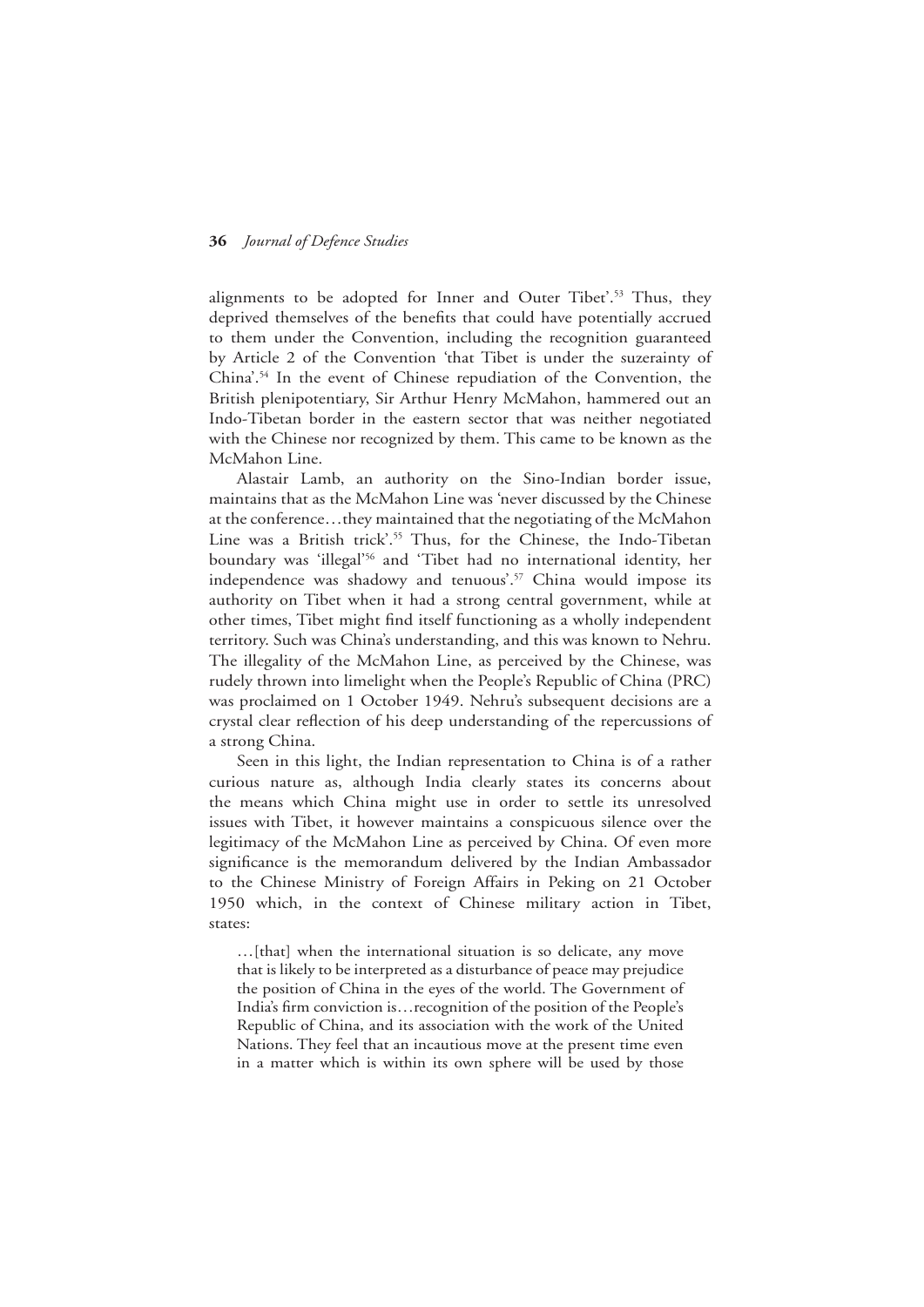alignments to be adopted for Inner and Outer Tibet'.[53] Thus, they deprived themselves of the benefits that could have potentially accrued to them under the Convention, including the recognition guaranteed by Article 2 of the Convention 'that Tibet is under the suzerainty of China'.[54] In the event of Chinese repudiation of the Convention, the British plenipotentiary, Sir Arthur Henry McMahon, hammered out an Indo-Tibetan border in the eastern sector that was neither negotiated with the Chinese nor recognized by them. This came to be known as the McMahon Line.

Alastair Lamb, an authority on the Sino-Indian border issue, maintains that as the McMahon Line was 'never discussed by the Chinese at the conference…they maintained that the negotiating of the McMahon Line was a British trick'.[55] Thus, for the Chinese, the Indo-Tibetan boundary was 'illegal'[56] and 'Tibet had no international identity, her independence was shadowy and tenuous'.[57] China would impose its authority on Tibet when it had a strong central government, while at other times, Tibet might find itself functioning as a wholly independent territory. Such was China's understanding, and this was known to Nehru. The illegality of the McMahon Line, as perceived by the Chinese, was rudely thrown into limelight when the People's Republic of China (PRC) was proclaimed on 1 October 1949. Nehru's subsequent decisions are a crystal clear reflection of his deep understanding of the repercussions of a strong China.

Seen in this light, the Indian representation to China is of a rather curious nature as, although India clearly states its concerns about the means which China might use in order to settle its unresolved issues with Tibet, it however maintains a conspicuous silence over the legitimacy of the McMahon Line as perceived by China. Of even more significance is the memorandum delivered by the Indian Ambassador to the Chinese Ministry of Foreign Affairs in Peking on 21 October 1950 which, in the context of Chinese military action in Tibet, states:

> …[that] when the international situation is so delicate, any move that is likely to be interpreted as a disturbance of peace may prejudice the position of China in the eyes of the world. The Government of India's firm conviction is…recognition of the position of the People's Republic of China, and its association with the work of the United Nations. They feel that an incautious move at the present time even in a matter which is within its own sphere will be used by those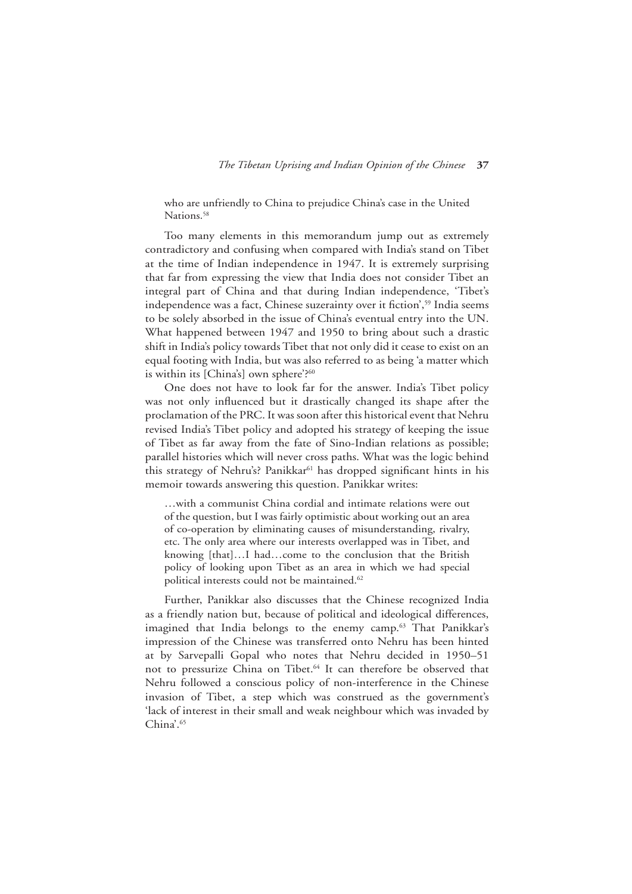who are unfriendly to China to prejudice China's case in the United Nations.'[58]

Too many elements in this memorandum jump out as extremely contradictory and confusing when compared with India's stand on Tibet at the time of Indian independence in 1947. It is extremely surprising that far from expressing the view that India does not consider Tibet an integral part of China and that during Indian independence, 'Tibet's independence was a fact, Chinese suzerainty over it fiction',[59] India seems to be solely absorbed in the issue of China's eventual entry into the UN. What happened between 1947 and 1950 to bring about such a drastic shift in India's policy towards Tibet that not only did it cease to exist on an equal footing with India, but was also referred to as being 'a matter which is within its [China's] own sphere'?[60]

One does not have to look far for the answer. India's Tibet policy was not only influenced but it drastically changed its shape after the proclamation of the PRC. It was soon after this historical event that Nehru revised India's Tibet policy and adopted his strategy of keeping the issue of Tibet as far away from the fate of Sino-Indian relations as possible; parallel histories which will never cross paths. What was the logic behind this strategy of Nehru's? Panikkar[61] has dropped significant hints in his memoir towards answering this question. Panikkar writes:

> …with a communist China cordial and intimate relations were out of the question, but I was fairly optimistic about working out an area of co-operation by eliminating causes of misunderstanding, rivalry, etc. The only area where our interests overlapped was in Tibet, and knowing [that]…I had…come to the conclusion that the British policy of looking upon Tibet as an area in which we had special political interests could not be maintained.[62]

Further, Panikkar also discusses that the Chinese recognized India as a friendly nation but, because of political and ideological differences, imagined that India belongs to the enemy camp.[63] That Panikkar's impression of the Chinese was transferred onto Nehru has been hinted at by Sarvepalli Gopal who notes that Nehru decided in 1950–51 not to pressurize China on Tibet.[64] It can therefore be observed that Nehru followed a conscious policy of non-interference in the Chinese invasion of Tibet, a step which was construed as the government's 'lack of interest in their small and weak neighbour which was invaded by China'.[65]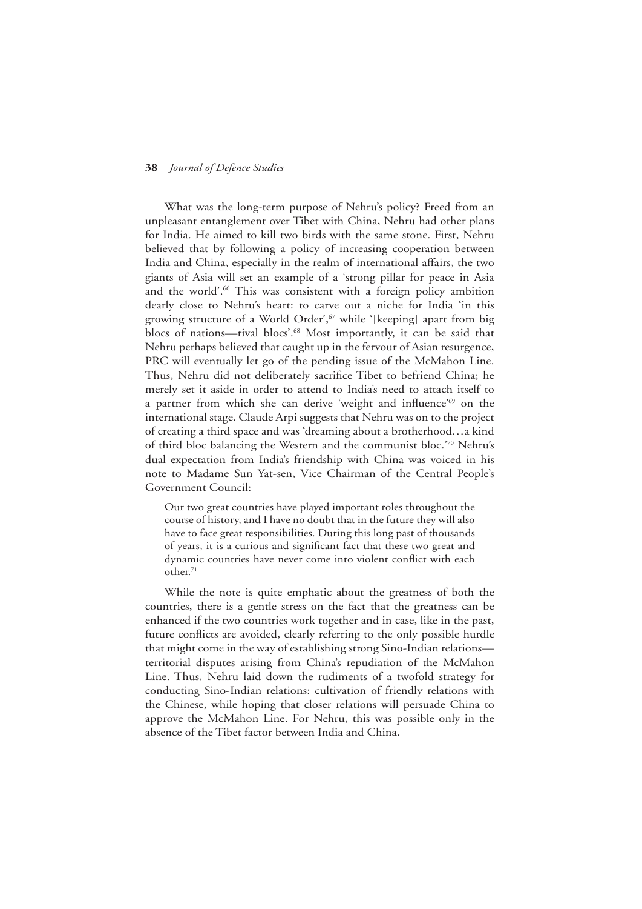What was the long-term purpose of Nehru's policy? Freed from an unpleasant entanglement over Tibet with China, Nehru had other plans for India. He aimed to kill two birds with the same stone. First, Nehru believed that by following a policy of increasing cooperation between India and China, especially in the realm of international affairs, the two giants of Asia will set an example of a 'strong pillar for peace in Asia and the world'.[66] This was consistent with a foreign policy ambition dearly close to Nehru's heart: to carve out a niche for India 'in this growing structure of a World Order',[67] while '[keeping] apart from big blocs of nations—rival blocs'.[68] Most importantly, it can be said that Nehru perhaps believed that caught up in the fervour of Asian resurgence, PRC will eventually let go of the pending issue of the McMahon Line. Thus, Nehru did not deliberately sacrifice Tibet to befriend China; he merely set it aside in order to attend to India's need to attach itself to a partner from which she can derive 'weight and influence'[69] on the international stage. Claude Arpi suggests that Nehru was on to the project of creating a third space and was 'dreaming about a brotherhood…a kind of third bloc balancing the Western and the communist bloc.'[70] Nehru's dual expectation from India's friendship with China was voiced in his note to Madame Sun Yat-sen, Vice Chairman of the Central People's Government Council:

> Our two great countries have played important roles throughout the course of history, and I have no doubt that in the future they will also have to face great responsibilities. During this long past of thousands of years, it is a curious and significant fact that these two great and dynamic countries have never come into violent conflict with each other.[71]

While the note is quite emphatic about the greatness of both the countries, there is a gentle stress on the fact that the greatness can be enhanced if the two countries work together and in case, like in the past, future conflicts are avoided, clearly referring to the only possible hurdle that might come in the way of establishing strong Sino-Indian relations—territorial disputes arising from China's repudiation of the McMahon Line. Thus, Nehru laid down the rudiments of a twofold strategy for conducting Sino-Indian relations: cultivation of friendly relations with the Chinese, while hoping that closer relations will persuade China to approve the McMahon Line. For Nehru, this was possible only in the absence of the Tibet factor between India and China.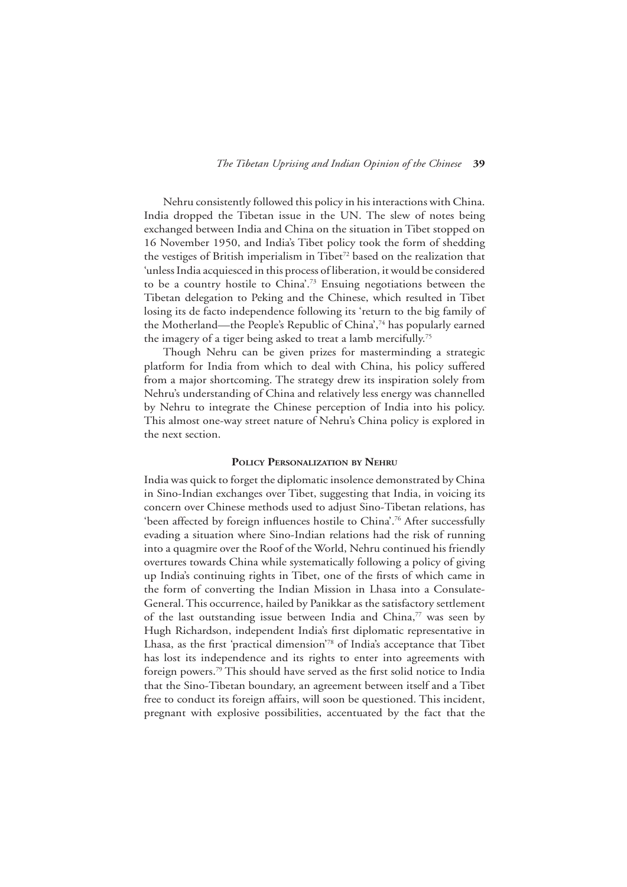Nehru consistently followed this policy in his interactions with China. India dropped the Tibetan issue in the UN. The slew of notes being exchanged between India and China on the situation in Tibet stopped on 16 November 1950, and India's Tibet policy took the form of shedding the vestiges of British imperialism in Tibet[72] based on the realization that 'unless India acquiesced in this process of liberation, it would be considered to be a country hostile to China'.[73] Ensuing negotiations between the Tibetan delegation to Peking and the Chinese, which resulted in Tibet losing its de facto independence following its 'return to the big family of the Motherland—the People's Republic of China',[74] has popularly earned the imagery of a tiger being asked to treat a lamb mercifully.[75]

Though Nehru can be given prizes for masterminding a strategic platform for India from which to deal with China, his policy suffered from a major shortcoming. The strategy drew its inspiration solely from Nehru's understanding of China and relatively less energy was channelled by Nehru to integrate the Chinese perception of India into his policy. This almost one-way street nature of Nehru's China policy is explored in the next section.

## Policy Personalization by Nehru

India was quick to forget the diplomatic insolence demonstrated by China in Sino-Indian exchanges over Tibet, suggesting that India, in voicing its concern over Chinese methods used to adjust Sino-Tibetan relations, has 'been affected by foreign influences hostile to China'.[76] After successfully evading a situation where Sino-Indian relations had the risk of running into a quagmire over the Roof of the World, Nehru continued his friendly overtures towards China while systematically following a policy of giving up India's continuing rights in Tibet, one of the firsts of which came in the form of converting the Indian Mission in Lhasa into a Consulate-General. This occurrence, hailed by Panikkar as the satisfactory settlement of the last outstanding issue between India and China,[77] was seen by Hugh Richardson, independent India's first diplomatic representative in Lhasa, as the first 'practical dimension'[78] of India's acceptance that Tibet has lost its independence and its rights to enter into agreements with foreign powers.[79] This should have served as the first solid notice to India that the Sino-Tibetan boundary, an agreement between itself and a Tibet free to conduct its foreign affairs, will soon be questioned. This incident, pregnant with explosive possibilities, accentuated by the fact that the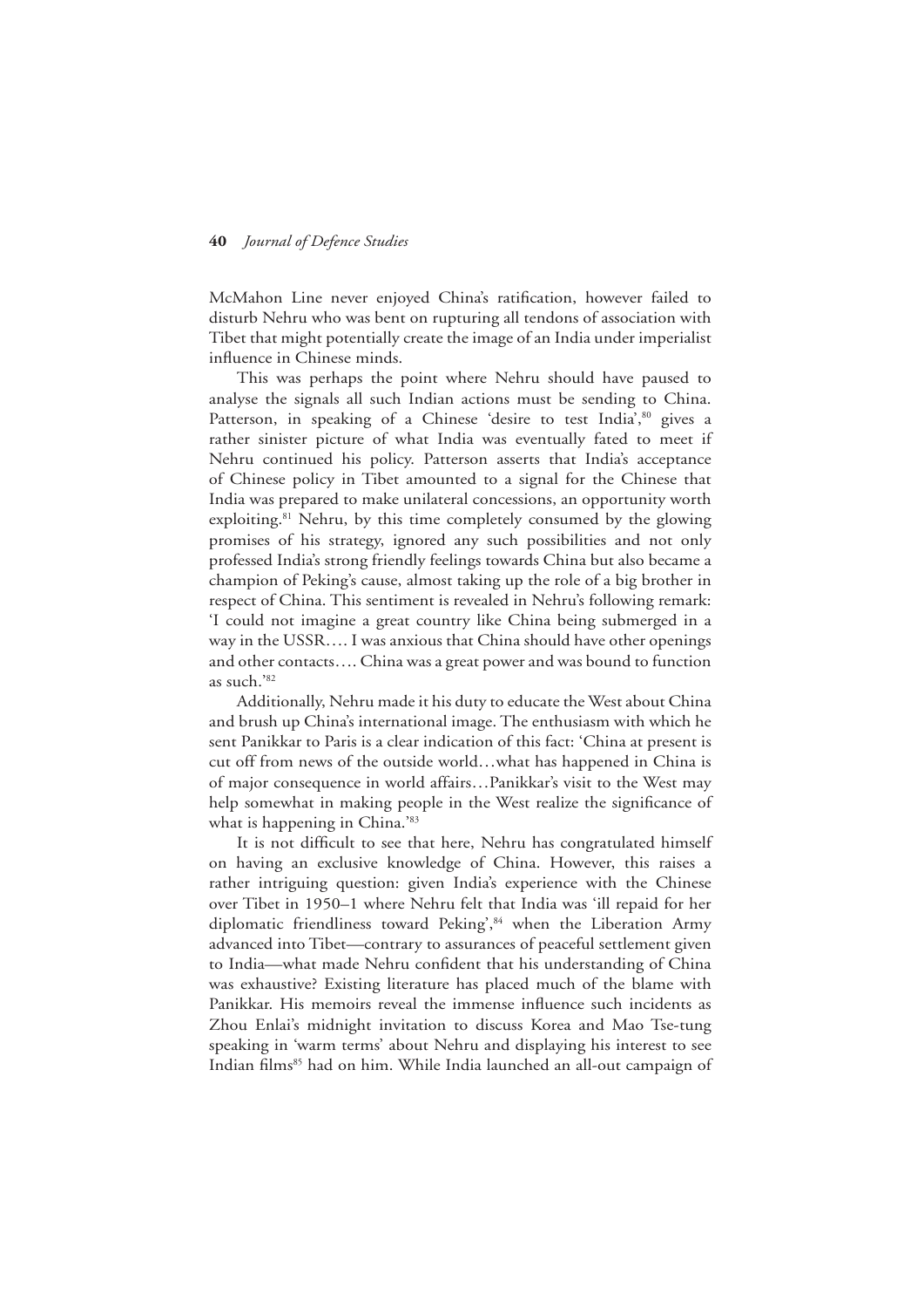McMahon Line never enjoyed China's ratification, however failed to disturb Nehru who was bent on rupturing all tendons of association with Tibet that might potentially create the image of an India under imperialist influence in Chinese minds.

This was perhaps the point where Nehru should have paused to analyse the signals all such Indian actions must be sending to China. Patterson, in speaking of a Chinese 'desire to test India',[80] gives a rather sinister picture of what India was eventually fated to meet if Nehru continued his policy. Patterson asserts that India's acceptance of Chinese policy in Tibet amounted to a signal for the Chinese that India was prepared to make unilateral concessions, an opportunity worth exploiting.[81] Nehru, by this time completely consumed by the glowing promises of his strategy, ignored any such possibilities and not only professed India's strong friendly feelings towards China but also became a champion of Peking's cause, almost taking up the role of a big brother in respect of China. This sentiment is revealed in Nehru's following remark: 'I could not imagine a great country like China being submerged in a way in the USSR…. I was anxious that China should have other openings and other contacts…. China was a great power and was bound to function as such.'[82]

Additionally, Nehru made it his duty to educate the West about China and brush up China's international image. The enthusiasm with which he sent Panikkar to Paris is a clear indication of this fact: 'China at present is cut off from news of the outside world…what has happened in China is of major consequence in world affairs…Panikkar's visit to the West may help somewhat in making people in the West realize the significance of what is happening in China.'[83]

It is not difficult to see that here, Nehru has congratulated himself on having an exclusive knowledge of China. However, this raises a rather intriguing question: given India's experience with the Chinese over Tibet in 1950–1 where Nehru felt that India was 'ill repaid for her diplomatic friendliness toward Peking',[84] when the Liberation Army advanced into Tibet—contrary to assurances of peaceful settlement given to India—what made Nehru confident that his understanding of China was exhaustive? Existing literature has placed much of the blame with Panikkar. His memoirs reveal the immense influence such incidents as Zhou Enlai's midnight invitation to discuss Korea and Mao Tse-tung speaking in 'warm terms' about Nehru and displaying his interest to see Indian films[85] had on him. While India launched an all-out campaign of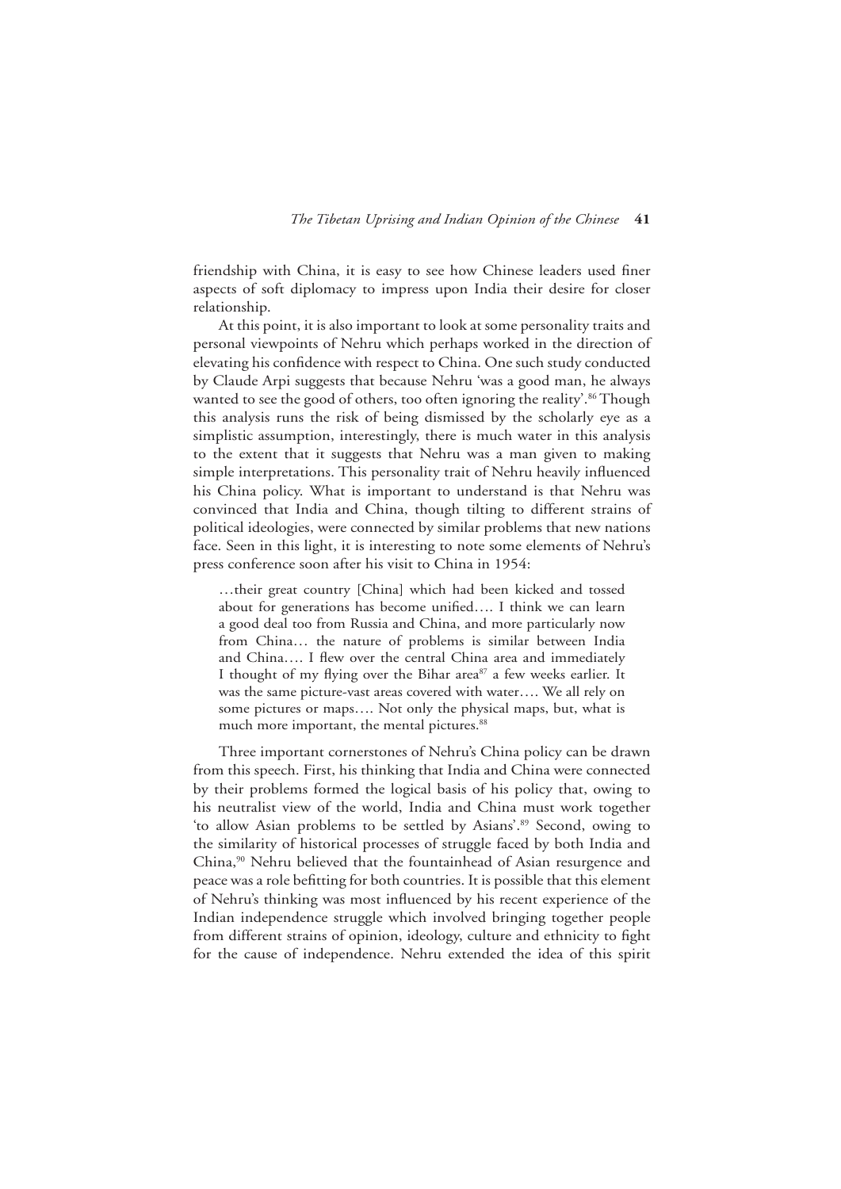friendship with China, it is easy to see how Chinese leaders used finer aspects of soft diplomacy to impress upon India their desire for closer relationship.

At this point, it is also important to look at some personality traits and personal viewpoints of Nehru which perhaps worked in the direction of elevating his confidence with respect to China. One such study conducted by Claude Arpi suggests that because Nehru 'was a good man, he always wanted to see the good of others, too often ignoring the reality'.[86] Though this analysis runs the risk of being dismissed by the scholarly eye as a simplistic assumption, interestingly, there is much water in this analysis to the extent that it suggests that Nehru was a man given to making simple interpretations. This personality trait of Nehru heavily influenced his China policy. What is important to understand is that Nehru was convinced that India and China, though tilting to different strains of political ideologies, were connected by similar problems that new nations face. Seen in this light, it is interesting to note some elements of Nehru's press conference soon after his visit to China in 1954:

> …their great country [China] which had been kicked and tossed about for generations has become unified…. I think we can learn a good deal too from Russia and China, and more particularly now from China… the nature of problems is similar between India and China…. I flew over the central China area and immediately I thought of my flying over the Bihar area[87] a few weeks earlier. It was the same picture-vast areas covered with water…. We all rely on some pictures or maps…. Not only the physical maps, but, what is much more important, the mental pictures.[88]

Three important cornerstones of Nehru's China policy can be drawn from this speech. First, his thinking that India and China were connected by their problems formed the logical basis of his policy that, owing to his neutralist view of the world, India and China must work together 'to allow Asian problems to be settled by Asians'.[89] Second, owing to the similarity of historical processes of struggle faced by both India and China,[90] Nehru believed that the fountainhead of Asian resurgence and peace was a role befitting for both countries. It is possible that this element of Nehru's thinking was most influenced by his recent experience of the Indian independence struggle which involved bringing together people from different strains of opinion, ideology, culture and ethnicity to fight for the cause of independence. Nehru extended the idea of this spirit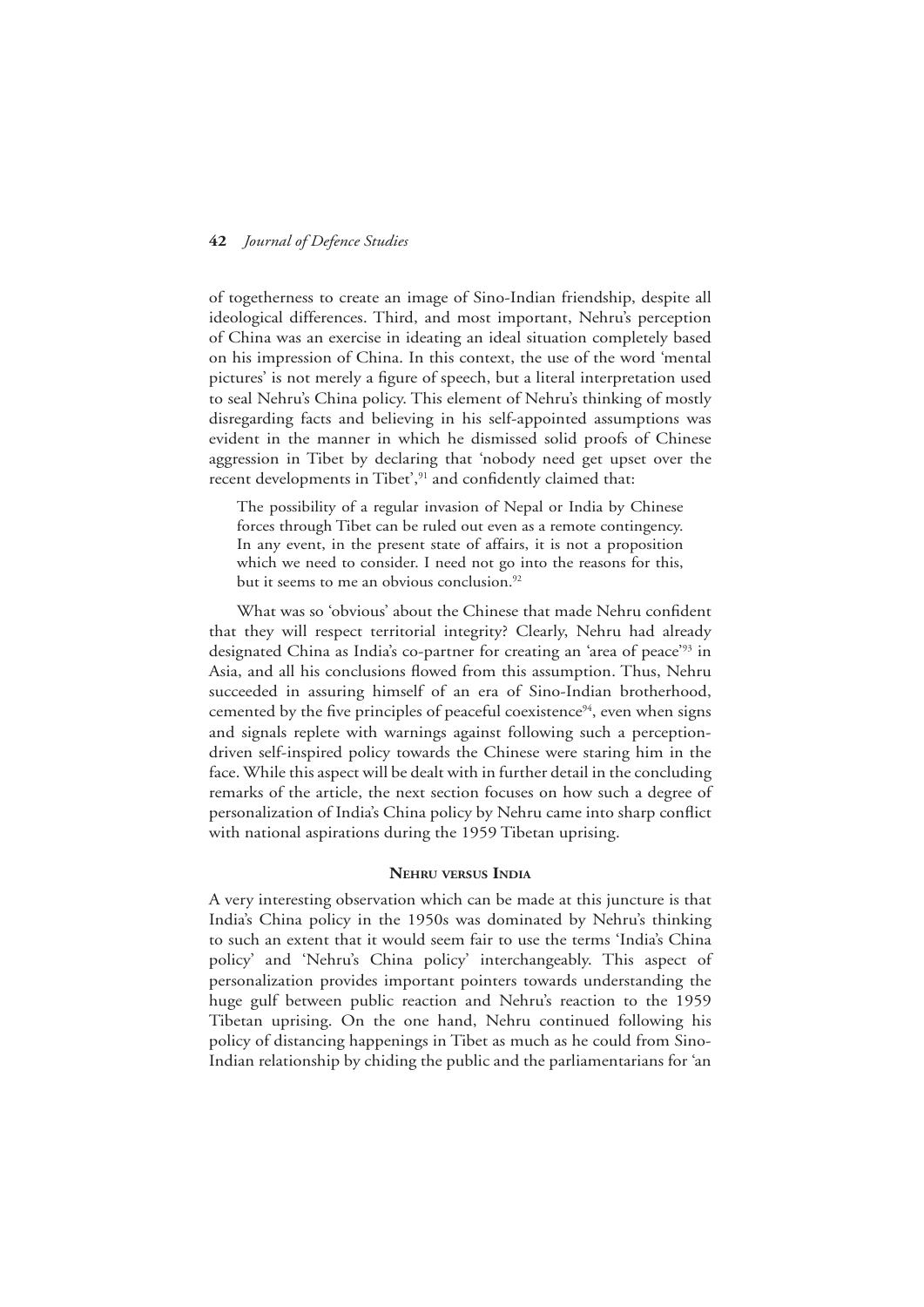of togetherness to create an image of Sino-Indian friendship, despite all ideological differences. Third, and most important, Nehru's perception of China was an exercise in ideating an ideal situation completely based on his impression of China. In this context, the use of the word 'mental pictures' is not merely a figure of speech, but a literal interpretation used to seal Nehru's China policy. This element of Nehru's thinking of mostly disregarding facts and believing in his self-appointed assumptions was evident in the manner in which he dismissed solid proofs of Chinese aggression in Tibet by declaring that 'nobody need get upset over the recent developments in Tibet',[91] and confidently claimed that:

> The possibility of a regular invasion of Nepal or India by Chinese forces through Tibet can be ruled out even as a remote contingency. In any event, in the present state of affairs, it is not a proposition which we need to consider. I need not go into the reasons for this, but it seems to me an obvious conclusion.[92]

What was so 'obvious' about the Chinese that made Nehru confident that they will respect territorial integrity? Clearly, Nehru had already designated China as India's co-partner for creating an 'area of peace'[93] in Asia, and all his conclusions flowed from this assumption. Thus, Nehru succeeded in assuring himself of an era of Sino-Indian brotherhood, cemented by the five principles of peaceful coexistence[94], even when signs and signals replete with warnings against following such a perception-driven self-inspired policy towards the Chinese were staring him in the face. While this aspect will be dealt with in further detail in the concluding remarks of the article, the next section focuses on how such a degree of personalization of India's China policy by Nehru came into sharp conflict with national aspirations during the 1959 Tibetan uprising.

## Nehru versus India

A very interesting observation which can be made at this juncture is that India's China policy in the 1950s was dominated by Nehru's thinking to such an extent that it would seem fair to use the terms 'India's China policy' and 'Nehru's China policy' interchangeably. This aspect of personalization provides important pointers towards understanding the huge gulf between public reaction and Nehru's reaction to the 1959 Tibetan uprising. On the one hand, Nehru continued following his policy of distancing happenings in Tibet as much as he could from Sino-Indian relationship by chiding the public and the parliamentarians for 'an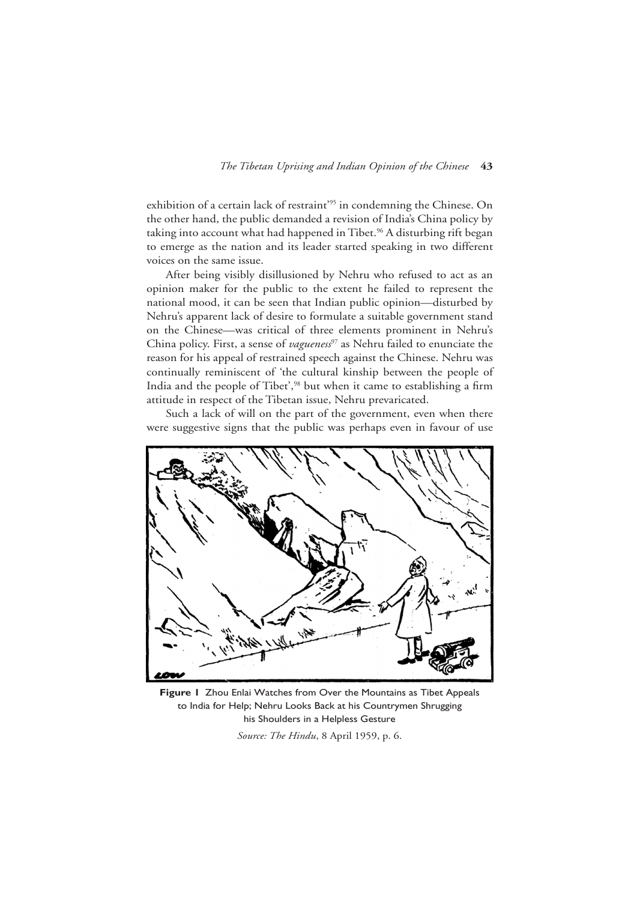exhibition of a certain lack of restraint'[95] in condemning the Chinese. On the other hand, the public demanded a revision of India's China policy by taking into account what had happened in Tibet.[96] A disturbing rift began to emerge as the nation and its leader started speaking in two different voices on the same issue.

After being visibly disillusioned by Nehru who refused to act as an opinion maker for the public to the extent he failed to represent the national mood, it can be seen that Indian public opinion—disturbed by Nehru's apparent lack of desire to formulate a suitable government stand on the Chinese—was critical of three elements prominent in Nehru's China policy. First, a sense of *vagueness*[97] as Nehru failed to enunciate the reason for his appeal of restrained speech against the Chinese. Nehru was continually reminiscent of 'the cultural kinship between the people of India and the people of Tibet',[98] but when it came to establishing a firm attitude in respect of the Tibetan issue, Nehru prevaricated.

Such a lack of will on the part of the government, even when there were suggestive signs that the public was perhaps even in favour of use

**Figure 1** Zhou Enlai Watches from Over the Mountains as Tibet Appeals to India for Help; Nehru Looks Back at his Countrymen Shrugging his Shoulders in a Helpless Gesture

*Source: The Hindu*, 8 April 1959, p. 6.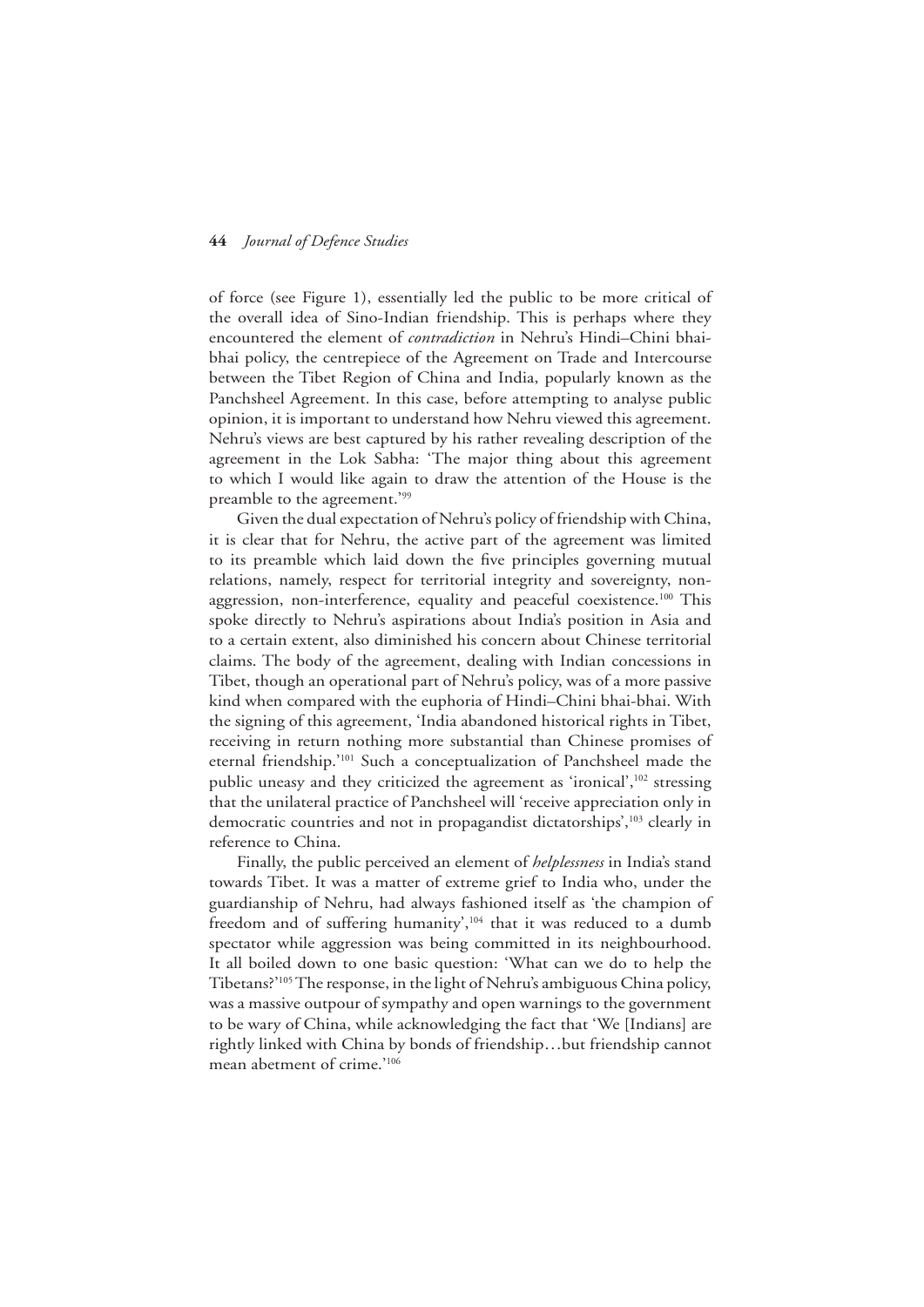of force (see Figure 1), essentially led the public to be more critical of the overall idea of Sino-Indian friendship. This is perhaps where they encountered the element of *contradiction* in Nehru's Hindi–Chini bhai-bhai policy, the centrepiece of the Agreement on Trade and Intercourse between the Tibet Region of China and India, popularly known as the Panchsheel Agreement. In this case, before attempting to analyse public opinion, it is important to understand how Nehru viewed this agreement. Nehru's views are best captured by his rather revealing description of the agreement in the Lok Sabha: 'The major thing about this agreement to which I would like again to draw the attention of the House is the preamble to the agreement.'[99]

Given the dual expectation of Nehru's policy of friendship with China, it is clear that for Nehru, the active part of the agreement was limited to its preamble which laid down the five principles governing mutual relations, namely, respect for territorial integrity and sovereignty, non-aggression, non-interference, equality and peaceful coexistence.[100] This spoke directly to Nehru's aspirations about India's position in Asia and to a certain extent, also diminished his concern about Chinese territorial claims. The body of the agreement, dealing with Indian concessions in Tibet, though an operational part of Nehru's policy, was of a more passive kind when compared with the euphoria of Hindi–Chini bhai-bhai. With the signing of this agreement, 'India abandoned historical rights in Tibet, receiving in return nothing more substantial than Chinese promises of eternal friendship.'[101] Such a conceptualization of Panchsheel made the public uneasy and they criticized the agreement as 'ironical',[102] stressing that the unilateral practice of Panchsheel will 'receive appreciation only in democratic countries and not in propagandist dictatorships',[103] clearly in reference to China.

Finally, the public perceived an element of *helplessness* in India's stand towards Tibet. It was a matter of extreme grief to India who, under the guardianship of Nehru, had always fashioned itself as 'the champion of freedom and of suffering humanity',[104] that it was reduced to a dumb spectator while aggression was being committed in its neighbourhood. It all boiled down to one basic question: 'What can we do to help the Tibetans?'[105] The response, in the light of Nehru's ambiguous China policy, was a massive outpour of sympathy and open warnings to the government to be wary of China, while acknowledging the fact that 'We [Indians] are rightly linked with China by bonds of friendship…but friendship cannot mean abetment of crime.'[106]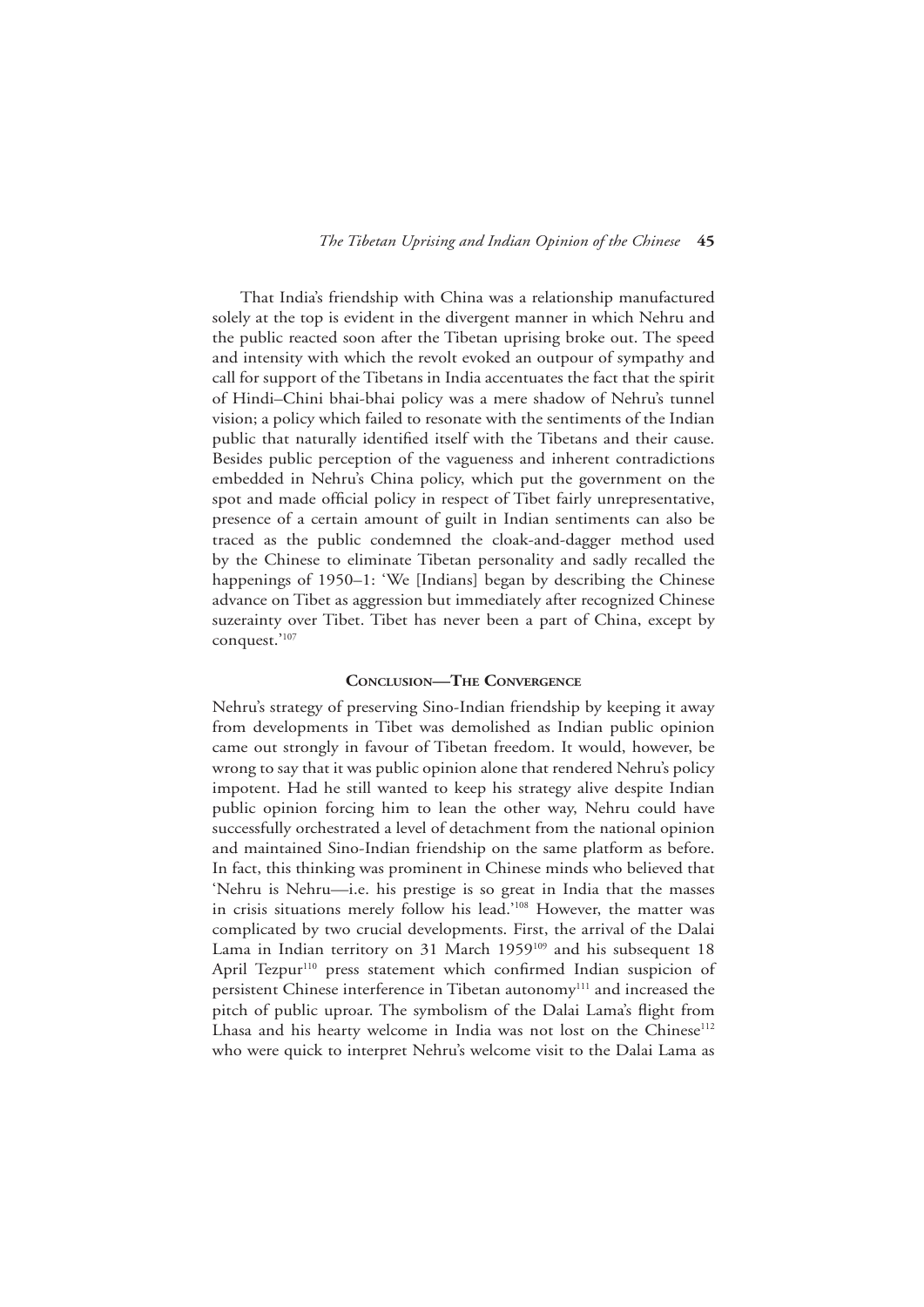That India's friendship with China was a relationship manufactured solely at the top is evident in the divergent manner in which Nehru and the public reacted soon after the Tibetan uprising broke out. The speed and intensity with which the revolt evoked an outpour of sympathy and call for support of the Tibetans in India accentuates the fact that the spirit of Hindi–Chini bhai-bhai policy was a mere shadow of Nehru's tunnel vision; a policy which failed to resonate with the sentiments of the Indian public that naturally identified itself with the Tibetans and their cause. Besides public perception of the vagueness and inherent contradictions embedded in Nehru's China policy, which put the government on the spot and made official policy in respect of Tibet fairly unrepresentative, presence of a certain amount of guilt in Indian sentiments can also be traced as the public condemned the cloak-and-dagger method used by the Chinese to eliminate Tibetan personality and sadly recalled the happenings of 1950–1: 'We [Indians] began by describing the Chinese advance on Tibet as aggression but immediately after recognized Chinese suzerainty over Tibet. Tibet has never been a part of China, except by conquest.'[107]

### Conclusion—The Convergence

Nehru's strategy of preserving Sino-Indian friendship by keeping it away from developments in Tibet was demolished as Indian public opinion came out strongly in favour of Tibetan freedom. It would, however, be wrong to say that it was public opinion alone that rendered Nehru's policy impotent. Had he still wanted to keep his strategy alive despite Indian public opinion forcing him to lean the other way, Nehru could have successfully orchestrated a level of detachment from the national opinion and maintained Sino-Indian friendship on the same platform as before. In fact, this thinking was prominent in Chinese minds who believed that 'Nehru is Nehru—i.e. his prestige is so great in India that the masses in crisis situations merely follow his lead.'[108] However, the matter was complicated by two crucial developments. First, the arrival of the Dalai Lama in Indian territory on 31 March 1959[109] and his subsequent 18 April Tezpur[110] press statement which confirmed Indian suspicion of persistent Chinese interference in Tibetan autonomy[111] and increased the pitch of public uproar. The symbolism of the Dalai Lama's flight from Lhasa and his hearty welcome in India was not lost on the Chinese[112] who were quick to interpret Nehru's welcome visit to the Dalai Lama as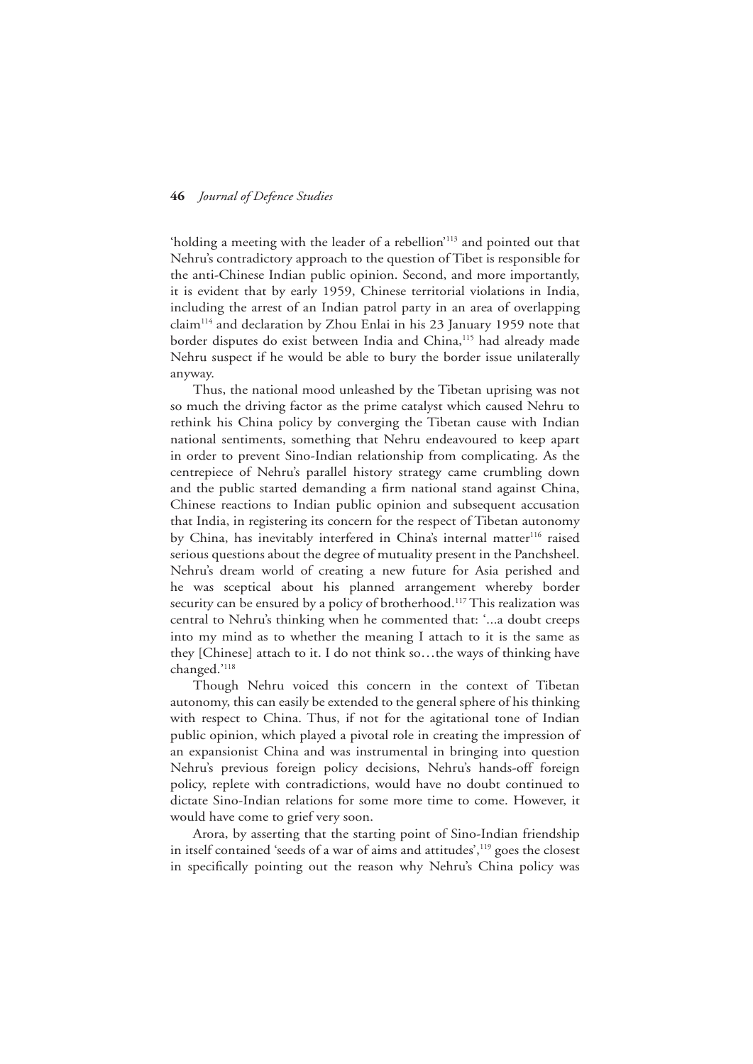'holding a meeting with the leader of a rebellion'[113] and pointed out that Nehru's contradictory approach to the question of Tibet is responsible for the anti-Chinese Indian public opinion. Second, and more importantly, it is evident that by early 1959, Chinese territorial violations in India, including the arrest of an Indian patrol party in an area of overlapping claim[114] and declaration by Zhou Enlai in his 23 January 1959 note that border disputes do exist between India and China,[115] had already made Nehru suspect if he would be able to bury the border issue unilaterally anyway.

Thus, the national mood unleashed by the Tibetan uprising was not so much the driving factor as the prime catalyst which caused Nehru to rethink his China policy by converging the Tibetan cause with Indian national sentiments, something that Nehru endeavoured to keep apart in order to prevent Sino-Indian relationship from complicating. As the centrepiece of Nehru's parallel history strategy came crumbling down and the public started demanding a firm national stand against China, Chinese reactions to Indian public opinion and subsequent accusation that India, in registering its concern for the respect of Tibetan autonomy by China, has inevitably interfered in China's internal matter[116] raised serious questions about the degree of mutuality present in the Panchsheel. Nehru's dream world of creating a new future for Asia perished and he was sceptical about his planned arrangement whereby border security can be ensured by a policy of brotherhood.[117] This realization was central to Nehru's thinking when he commented that: '...a doubt creeps into my mind as to whether the meaning I attach to it is the same as they [Chinese] attach to it. I do not think so…the ways of thinking have changed.'[118]

Though Nehru voiced this concern in the context of Tibetan autonomy, this can easily be extended to the general sphere of his thinking with respect to China. Thus, if not for the agitational tone of Indian public opinion, which played a pivotal role in creating the impression of an expansionist China and was instrumental in bringing into question Nehru's previous foreign policy decisions, Nehru's hands-off foreign policy, replete with contradictions, would have no doubt continued to dictate Sino-Indian relations for some more time to come. However, it would have come to grief very soon.

Arora, by asserting that the starting point of Sino-Indian friendship in itself contained 'seeds of a war of aims and attitudes',[119] goes the closest in specifically pointing out the reason why Nehru's China policy was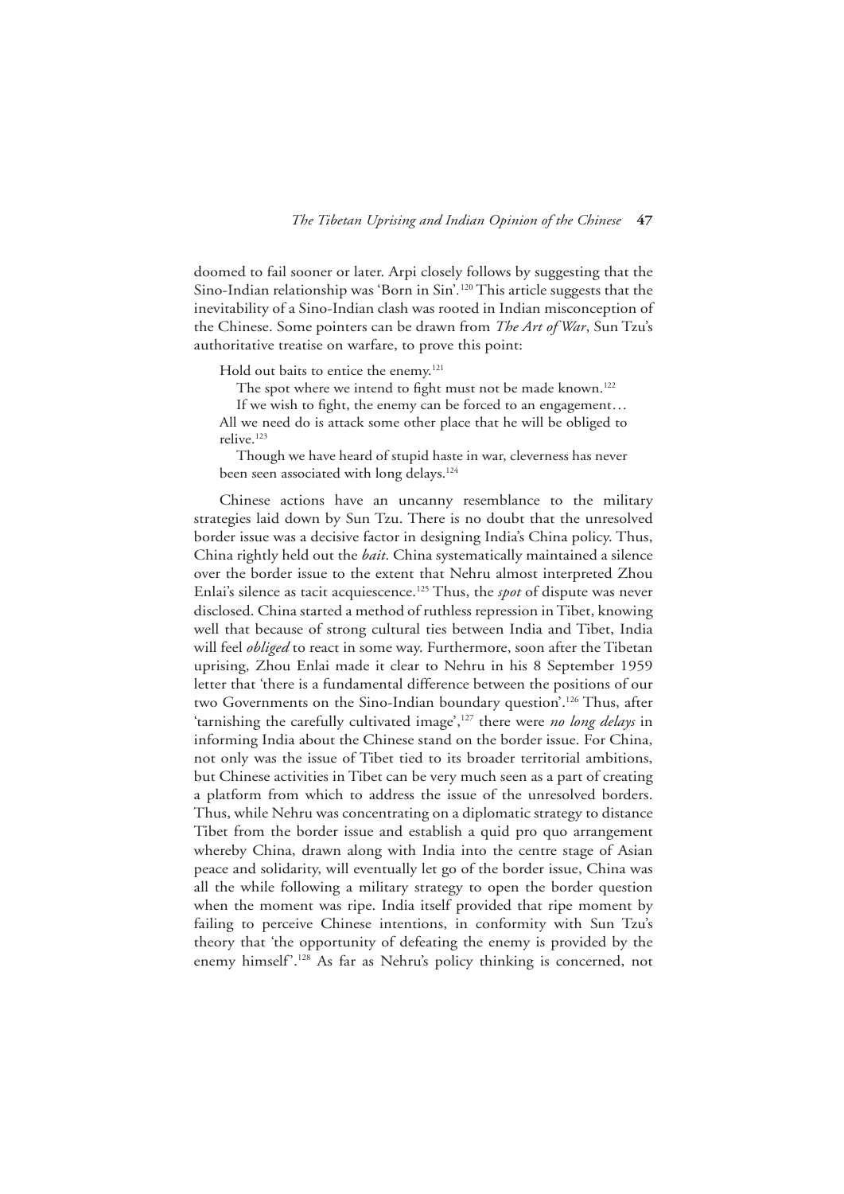doomed to fail sooner or later. Arpi closely follows by suggesting that the Sino-Indian relationship was 'Born in Sin'.[120] This article suggests that the inevitability of a Sino-Indian clash was rooted in Indian misconception of the Chinese. Some pointers can be drawn from *The Art of War*, Sun Tzu's authoritative treatise on warfare, to prove this point:

> Hold out baits to entice the enemy.[121]
>
> The spot where we intend to fight must not be made known.[122]
>
> If we wish to fight, the enemy can be forced to an engagement… All we need do is attack some other place that he will be obliged to relive.[123]
>
> Though we have heard of stupid haste in war, cleverness has never been seen associated with long delays.[124]

Chinese actions have an uncanny resemblance to the military strategies laid down by Sun Tzu. There is no doubt that the unresolved border issue was a decisive factor in designing India's China policy. Thus, China rightly held out the *bait*. China systematically maintained a silence over the border issue to the extent that Nehru almost interpreted Zhou Enlai's silence as tacit acquiescence.[125] Thus, the *spot* of dispute was never disclosed. China started a method of ruthless repression in Tibet, knowing well that because of strong cultural ties between India and Tibet, India will feel *obliged* to react in some way. Furthermore, soon after the Tibetan uprising, Zhou Enlai made it clear to Nehru in his 8 September 1959 letter that 'there is a fundamental difference between the positions of our two Governments on the Sino-Indian boundary question'.[126] Thus, after 'tarnishing the carefully cultivated image',[127] there were *no long delays* in informing India about the Chinese stand on the border issue. For China, not only was the issue of Tibet tied to its broader territorial ambitions, but Chinese activities in Tibet can be very much seen as a part of creating a platform from which to address the issue of the unresolved borders. Thus, while Nehru was concentrating on a diplomatic strategy to distance Tibet from the border issue and establish a quid pro quo arrangement whereby China, drawn along with India into the centre stage of Asian peace and solidarity, will eventually let go of the border issue, China was all the while following a military strategy to open the border question when the moment was ripe. India itself provided that ripe moment by failing to perceive Chinese intentions, in conformity with Sun Tzu's theory that 'the opportunity of defeating the enemy is provided by the enemy himself'.[128] As far as Nehru's policy thinking is concerned, not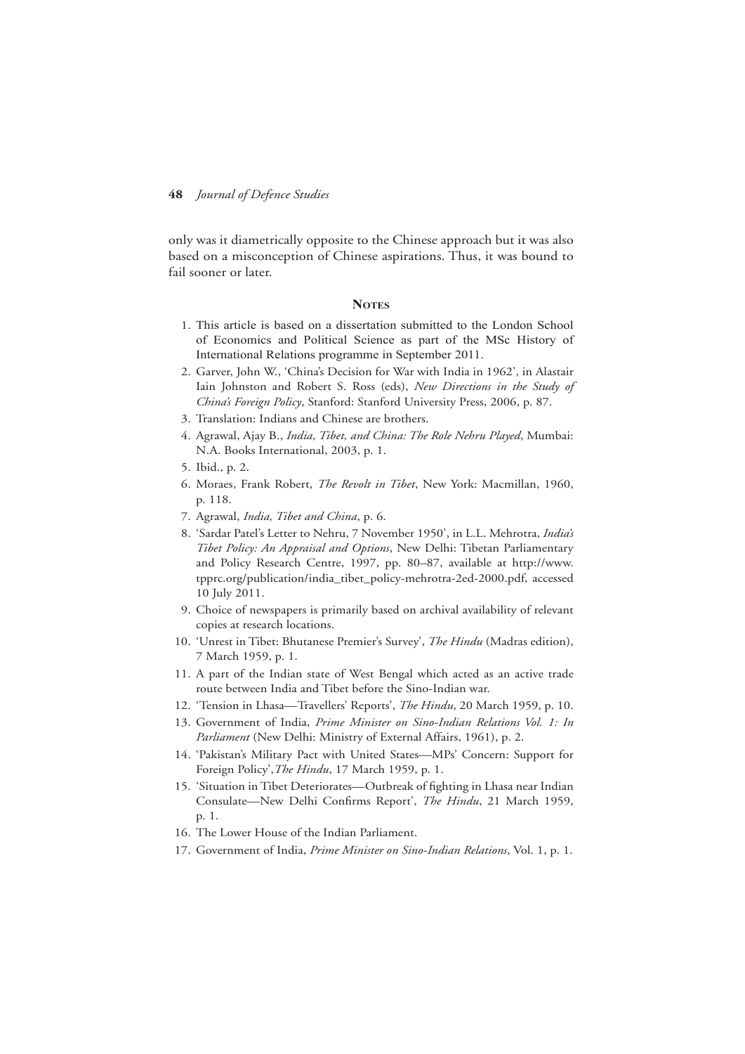only was it diametrically opposite to the Chinese approach but it was also based on a misconception of Chinese aspirations. Thus, it was bound to fail sooner or later.

## Notes

1. This article is based on a dissertation submitted to the London School of Economics and Political Science as part of the MSc History of International Relations programme in September 2011.
2. Garver, John W., 'China's Decision for War with India in 1962', in Alastair Iain Johnston and Robert S. Ross (eds), *New Directions in the Study of China's Foreign Policy*, Stanford: Stanford University Press, 2006, p. 87.
3. Translation: Indians and Chinese are brothers.
4. Agrawal, Ajay B., *India, Tibet, and China: The Role Nehru Played*, Mumbai: N.A. Books International, 2003, p. 1.
5. Ibid., p. 2.
6. Moraes, Frank Robert, *The Revolt in Tibet*, New York: Macmillan, 1960, p. 118.
7. Agrawal, *India, Tibet and China*, p. 6.
8. 'Sardar Patel's Letter to Nehru, 7 November 1950', in L.L. Mehrotra, *India's Tibet Policy: An Appraisal and Options*, New Delhi: Tibetan Parliamentary and Policy Research Centre, 1997, pp. 80–87, available at http://www.tpprc.org/publication/india_tibet_policy-mehrotra-2ed-2000.pdf, accessed 10 July 2011.
9. Choice of newspapers is primarily based on archival availability of relevant copies at research locations.
10. 'Unrest in Tibet: Bhutanese Premier's Survey', *The Hindu* (Madras edition), 7 March 1959, p. 1.
11. A part of the Indian state of West Bengal which acted as an active trade route between India and Tibet before the Sino-Indian war.
12. 'Tension in Lhasa—Travellers' Reports', *The Hindu*, 20 March 1959, p. 10.
13. Government of India, *Prime Minister on Sino-Indian Relations Vol. 1: In Parliament* (New Delhi: Ministry of External Affairs, 1961), p. 2.
14. 'Pakistan's Military Pact with United States—MPs' Concern: Support for Foreign Policy', *The Hindu*, 17 March 1959, p. 1.
15. 'Situation in Tibet Deteriorates—Outbreak of fighting in Lhasa near Indian Consulate—New Delhi Confirms Report', *The Hindu*, 21 March 1959, p. 1.
16. The Lower House of the Indian Parliament.
17. Government of India, *Prime Minister on Sino-Indian Relations*, Vol. 1, p. 1.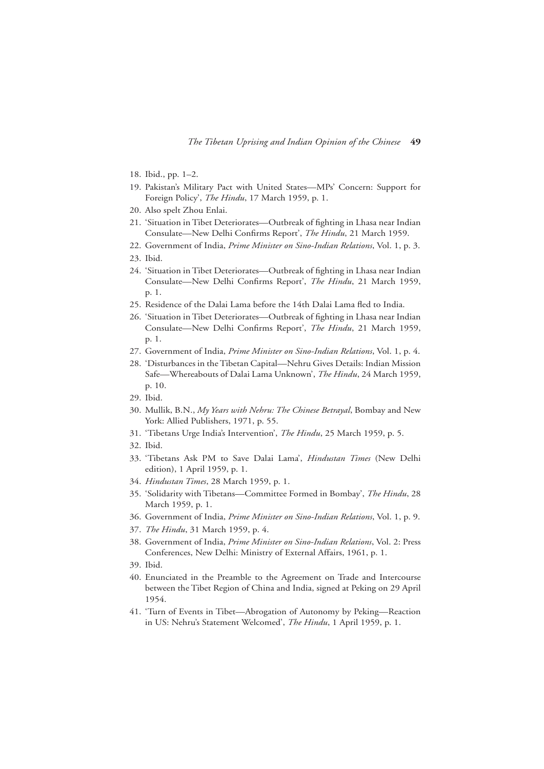18. Ibid., pp. 1–2.
19. Pakistan's Military Pact with United States—MPs' Concern: Support for Foreign Policy', *The Hindu*, 17 March 1959, p. 1.
20. Also spelt Zhou Enlai.
21. 'Situation in Tibet Deteriorates—Outbreak of fighting in Lhasa near Indian Consulate—New Delhi Confirms Report', *The Hindu*, 21 March 1959.
22. Government of India, *Prime Minister on Sino-Indian Relations*, Vol. 1, p. 3.
23. Ibid.
24. 'Situation in Tibet Deteriorates—Outbreak of fighting in Lhasa near Indian Consulate—New Delhi Confirms Report', *The Hindu*, 21 March 1959, p. 1.
25. Residence of the Dalai Lama before the 14th Dalai Lama fled to India.
26. 'Situation in Tibet Deteriorates—Outbreak of fighting in Lhasa near Indian Consulate—New Delhi Confirms Report', *The Hindu*, 21 March 1959, p. 1.
27. Government of India, *Prime Minister on Sino-Indian Relations*, Vol. 1, p. 4.
28. 'Disturbances in the Tibetan Capital—Nehru Gives Details: Indian Mission Safe—Whereabouts of Dalai Lama Unknown', *The Hindu*, 24 March 1959, p. 10.
29. Ibid.
30. Mullik, B.N., *My Years with Nehru: The Chinese Betrayal*, Bombay and New York: Allied Publishers, 1971, p. 55.
31. 'Tibetans Urge India's Intervention', *The Hindu*, 25 March 1959, p. 5.
32. Ibid.
33. 'Tibetans Ask PM to Save Dalai Lama', *Hindustan Times* (New Delhi edition), 1 April 1959, p. 1.
34. *Hindustan Times*, 28 March 1959, p. 1.
35. 'Solidarity with Tibetans—Committee Formed in Bombay', *The Hindu*, 28 March 1959, p. 1.
36. Government of India, *Prime Minister on Sino-Indian Relations*, Vol. 1, p. 9.
37. *The Hindu*, 31 March 1959, p. 4.
38. Government of India, *Prime Minister on Sino-Indian Relations*, Vol. 2: Press Conferences, New Delhi: Ministry of External Affairs, 1961, p. 1.
39. Ibid.
40. Enunciated in the Preamble to the Agreement on Trade and Intercourse between the Tibet Region of China and India, signed at Peking on 29 April 1954.
41. 'Turn of Events in Tibet—Abrogation of Autonomy by Peking—Reaction in US: Nehru's Statement Welcomed', *The Hindu*, 1 April 1959, p. 1.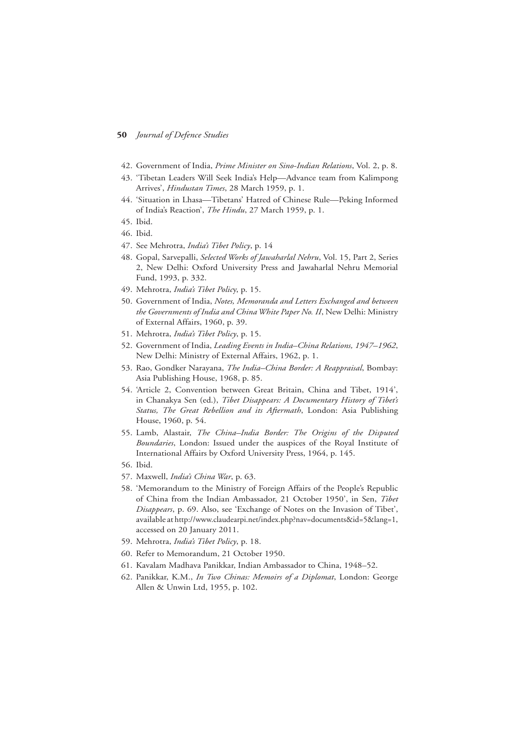42. Government of India, *Prime Minister on Sino-Indian Relations*, Vol. 2, p. 8.
43. 'Tibetan Leaders Will Seek India's Help—Advance team from Kalimpong Arrives', *Hindustan Times*, 28 March 1959, p. 1.
44. 'Situation in Lhasa—Tibetans' Hatred of Chinese Rule—Peking Informed of India's Reaction', *The Hindu*, 27 March 1959, p. 1.
45. Ibid.
46. Ibid.
47. See Mehrotra, *India's Tibet Policy*, p. 14
48. Gopal, Sarvepalli, *Selected Works of Jawaharlal Nehru*, Vol. 15, Part 2, Series 2, New Delhi: Oxford University Press and Jawaharlal Nehru Memorial Fund, 1993, p. 332.
49. Mehrotra, *India's Tibet Policy*, p. 15.
50. Government of India, *Notes, Memoranda and Letters Exchanged and between the Governments of India and China White Paper No. II*, New Delhi: Ministry of External Affairs, 1960, p. 39.
51. Mehrotra, *India's Tibet Policy*, p. 15.
52. Government of India, *Leading Events in India–China Relations, 1947–1962*, New Delhi: Ministry of External Affairs, 1962, p. 1.
53. Rao, Gondker Narayana, *The India–China Border: A Reappraisal*, Bombay: Asia Publishing House, 1968, p. 85.
54. 'Article 2, Convention between Great Britain, China and Tibet, 1914', in Chanakya Sen (ed.), *Tibet Disappears: A Documentary History of Tibet's Status, The Great Rebellion and its Aftermath*, London: Asia Publishing House, 1960, p. 54.
55. Lamb, Alastair, *The China–India Border: The Origins of the Disputed Boundaries*, London: Issued under the auspices of the Royal Institute of International Affairs by Oxford University Press, 1964, p. 145.
56. Ibid.
57. Maxwell, *India's China War*, p. 63.
58. 'Memorandum to the Ministry of Foreign Affairs of the People's Republic of China from the Indian Ambassador, 21 October 1950', in Sen, *Tibet Disappears*, p. 69. Also, see 'Exchange of Notes on the Invasion of Tibet', available at http://www.claudearpi.net/index.php?nav=documents&id=5&lang=1, accessed on 20 January 2011.
59. Mehrotra, *India's Tibet Policy*, p. 18.
60. Refer to Memorandum, 21 October 1950.
61. Kavalam Madhava Panikkar, Indian Ambassador to China, 1948–52.
62. Panikkar, K.M., *In Two Chinas: Memoirs of a Diplomat*, London: George Allen & Unwin Ltd, 1955, p. 102.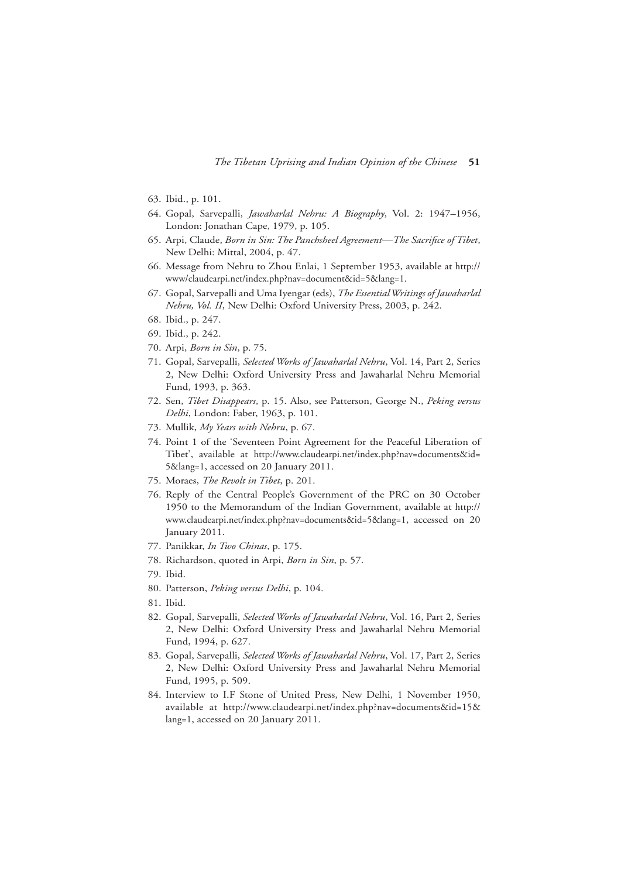63. Ibid., p. 101.
64. Gopal, Sarvepalli, *Jawaharlal Nehru: A Biography*, Vol. 2: 1947–1956, London: Jonathan Cape, 1979, p. 105.
65. Arpi, Claude, *Born in Sin: The Panchsheel Agreement—The Sacrifice of Tibet*, New Delhi: Mittal, 2004, p. 47.
66. Message from Nehru to Zhou Enlai, 1 September 1953, available at http://www/claudearpi.net/index.php?nav=document&id=5&lang=1.
67. Gopal, Sarvepalli and Uma Iyengar (eds), *The Essential Writings of Jawaharlal Nehru, Vol. II*, New Delhi: Oxford University Press, 2003, p. 242.
68. Ibid., p. 247.
69. Ibid., p. 242.
70. Arpi, *Born in Sin*, p. 75.
71. Gopal, Sarvepalli, *Selected Works of Jawaharlal Nehru*, Vol. 14, Part 2, Series 2, New Delhi: Oxford University Press and Jawaharlal Nehru Memorial Fund, 1993, p. 363.
72. Sen, *Tibet Disappears*, p. 15. Also, see Patterson, George N., *Peking versus Delhi*, London: Faber, 1963, p. 101.
73. Mullik, *My Years with Nehru*, p. 67.
74. Point 1 of the 'Seventeen Point Agreement for the Peaceful Liberation of Tibet', available at http://www.claudearpi.net/index.php?nav=documents&id=5&lang=1, accessed on 20 January 2011.
75. Moraes, *The Revolt in Tibet*, p. 201.
76. Reply of the Central People's Government of the PRC on 30 October 1950 to the Memorandum of the Indian Government, available at http://www.claudearpi.net/index.php?nav=documents&id=5&lang=1, accessed on 20 January 2011.
77. Panikkar, *In Two Chinas*, p. 175.
78. Richardson, quoted in Arpi, *Born in Sin*, p. 57.
79. Ibid.
80. Patterson, *Peking versus Delhi*, p. 104.
81. Ibid.
82. Gopal, Sarvepalli, *Selected Works of Jawaharlal Nehru*, Vol. 16, Part 2, Series 2, New Delhi: Oxford University Press and Jawaharlal Nehru Memorial Fund, 1994, p. 627.
83. Gopal, Sarvepalli, *Selected Works of Jawaharlal Nehru*, Vol. 17, Part 2, Series 2, New Delhi: Oxford University Press and Jawaharlal Nehru Memorial Fund, 1995, p. 509.
84. Interview to I.F Stone of United Press, New Delhi, 1 November 1950, available at http://www.claudearpi.net/index.php?nav=documents&id=15&lang=1, accessed on 20 January 2011.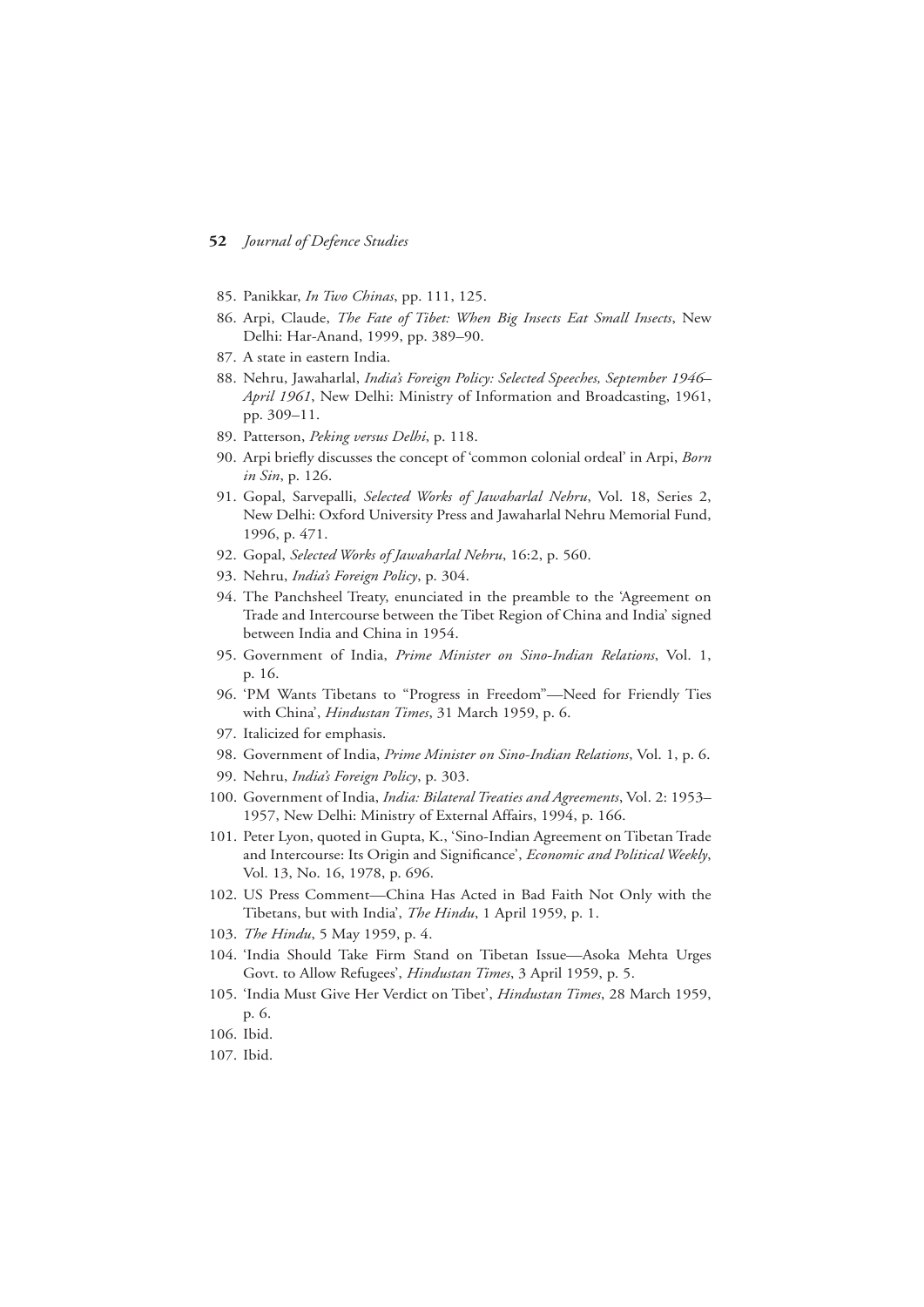85. Panikkar, *In Two Chinas*, pp. 111, 125.
86. Arpi, Claude, *The Fate of Tibet: When Big Insects Eat Small Insects*, New Delhi: Har-Anand, 1999, pp. 389–90.
87. A state in eastern India.
88. Nehru, Jawaharlal, *India's Foreign Policy: Selected Speeches, September 1946–April 1961*, New Delhi: Ministry of Information and Broadcasting, 1961, pp. 309–11.
89. Patterson, *Peking versus Delhi*, p. 118.
90. Arpi briefly discusses the concept of 'common colonial ordeal' in Arpi, *Born in Sin*, p. 126.
91. Gopal, Sarvepalli, *Selected Works of Jawaharlal Nehru*, Vol. 18, Series 2, New Delhi: Oxford University Press and Jawaharlal Nehru Memorial Fund, 1996, p. 471.
92. Gopal, *Selected Works of Jawaharlal Nehru*, 16:2, p. 560.
93. Nehru, *India's Foreign Policy*, p. 304.
94. The Panchsheel Treaty, enunciated in the preamble to the 'Agreement on Trade and Intercourse between the Tibet Region of China and India' signed between India and China in 1954.
95. Government of India, *Prime Minister on Sino-Indian Relations*, Vol. 1, p. 16.
96. 'PM Wants Tibetans to "Progress in Freedom"—Need for Friendly Ties with China', *Hindustan Times*, 31 March 1959, p. 6.
97. Italicized for emphasis.
98. Government of India, *Prime Minister on Sino-Indian Relations*, Vol. 1, p. 6.
99. Nehru, *India's Foreign Policy*, p. 303.
100. Government of India, *India: Bilateral Treaties and Agreements*, Vol. 2: 1953–1957, New Delhi: Ministry of External Affairs, 1994, p. 166.
101. Peter Lyon, quoted in Gupta, K., 'Sino-Indian Agreement on Tibetan Trade and Intercourse: Its Origin and Significance', *Economic and Political Weekly*, Vol. 13, No. 16, 1978, p. 696.
102. US Press Comment—China Has Acted in Bad Faith Not Only with the Tibetans, but with India', *The Hindu*, 1 April 1959, p. 1.
103. *The Hindu*, 5 May 1959, p. 4.
104. 'India Should Take Firm Stand on Tibetan Issue—Asoka Mehta Urges Govt. to Allow Refugees', *Hindustan Times*, 3 April 1959, p. 5.
105. 'India Must Give Her Verdict on Tibet', *Hindustan Times*, 28 March 1959, p. 6.
106. Ibid.
107. Ibid.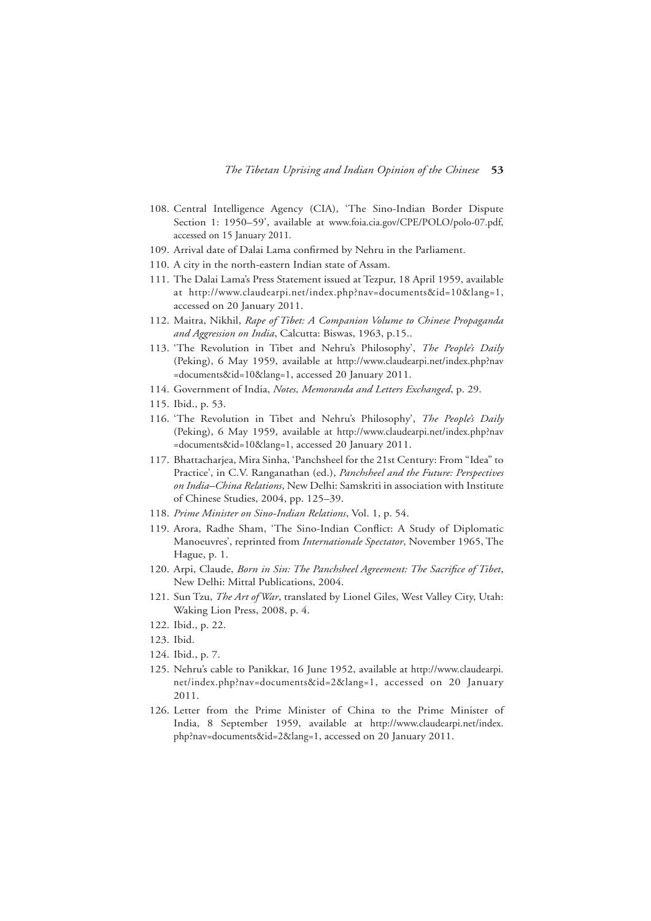108. Central Intelligence Agency (CIA), 'The Sino-Indian Border Dispute Section 1: 1950–59', available at www.foia.cia.gov/CPE/POLO/polo-07.pdf, accessed on 15 January 2011.
109. Arrival date of Dalai Lama confirmed by Nehru in the Parliament.
110. A city in the north-eastern Indian state of Assam.
111. The Dalai Lama's Press Statement issued at Tezpur, 18 April 1959, available at http://www.claudearpi.net/index.php?nav=documents&id=10&lang=1, accessed on 20 January 2011.
112. Maitra, Nikhil, *Rape of Tibet: A Companion Volume to Chinese Propaganda and Aggression on India*, Calcutta: Biswas, 1963, p.15..
113. 'The Revolution in Tibet and Nehru's Philosophy', *The People's Daily* (Peking), 6 May 1959, available at http://www.claudearpi.net/index.php?nav=documents&id=10&lang=1, accessed 20 January 2011.
114. Government of India, *Notes, Memoranda and Letters Exchanged*, p. 29.
115. Ibid., p. 53.
116. 'The Revolution in Tibet and Nehru's Philosophy', *The People's Daily* (Peking), 6 May 1959, available at http://www.claudearpi.net/index.php?nav=documents&id=10&lang=1, accessed 20 January 2011.
117. Bhattacharjea, Mira Sinha, 'Panchsheel for the 21st Century: From "Idea" to Practice', in C.V. Ranganathan (ed.), *Panchsheel and the Future: Perspectives on India–China Relations*, New Delhi: Samskriti in association with Institute of Chinese Studies, 2004, pp. 125–39.
118. *Prime Minister on Sino-Indian Relations*, Vol. 1, p. 54.
119. Arora, Radhe Sham, 'The Sino-Indian Conflict: A Study of Diplomatic Manoeuvres', reprinted from *Internationale Spectator*, November 1965, The Hague, p. 1.
120. Arpi, Claude, *Born in Sin: The Panchsheel Agreement: The Sacrifice of Tibet*, New Delhi: Mittal Publications, 2004.
121. Sun Tzu, *The Art of War*, translated by Lionel Giles, West Valley City, Utah: Waking Lion Press, 2008, p. 4.
122. Ibid., p. 22.
123. Ibid.
124. Ibid., p. 7.
125. Nehru's cable to Panikkar, 16 June 1952, available at http://www.claudearpi.net/index.php?nav=documents&id=2&lang=1, accessed on 20 January 2011.
126. Letter from the Prime Minister of China to the Prime Minister of India, 8 September 1959, available at http://www.claudearpi.net/index.php?nav=documents&id=2&lang=1, accessed on 20 January 2011.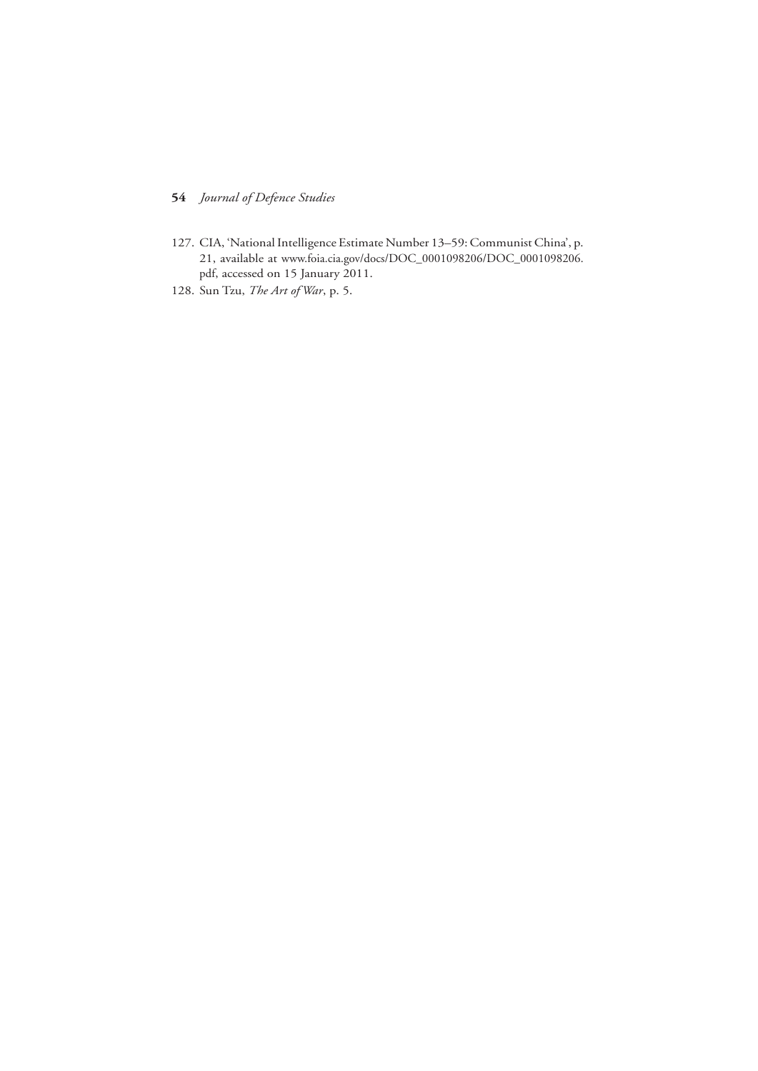127. CIA, 'National Intelligence Estimate Number 13–59: Communist China', p. 21, available at www.foia.cia.gov/docs/DOC_0001098206/DOC_0001098206.pdf, accessed on 15 January 2011.
128. Sun Tzu, *The Art of War*, p. 5.